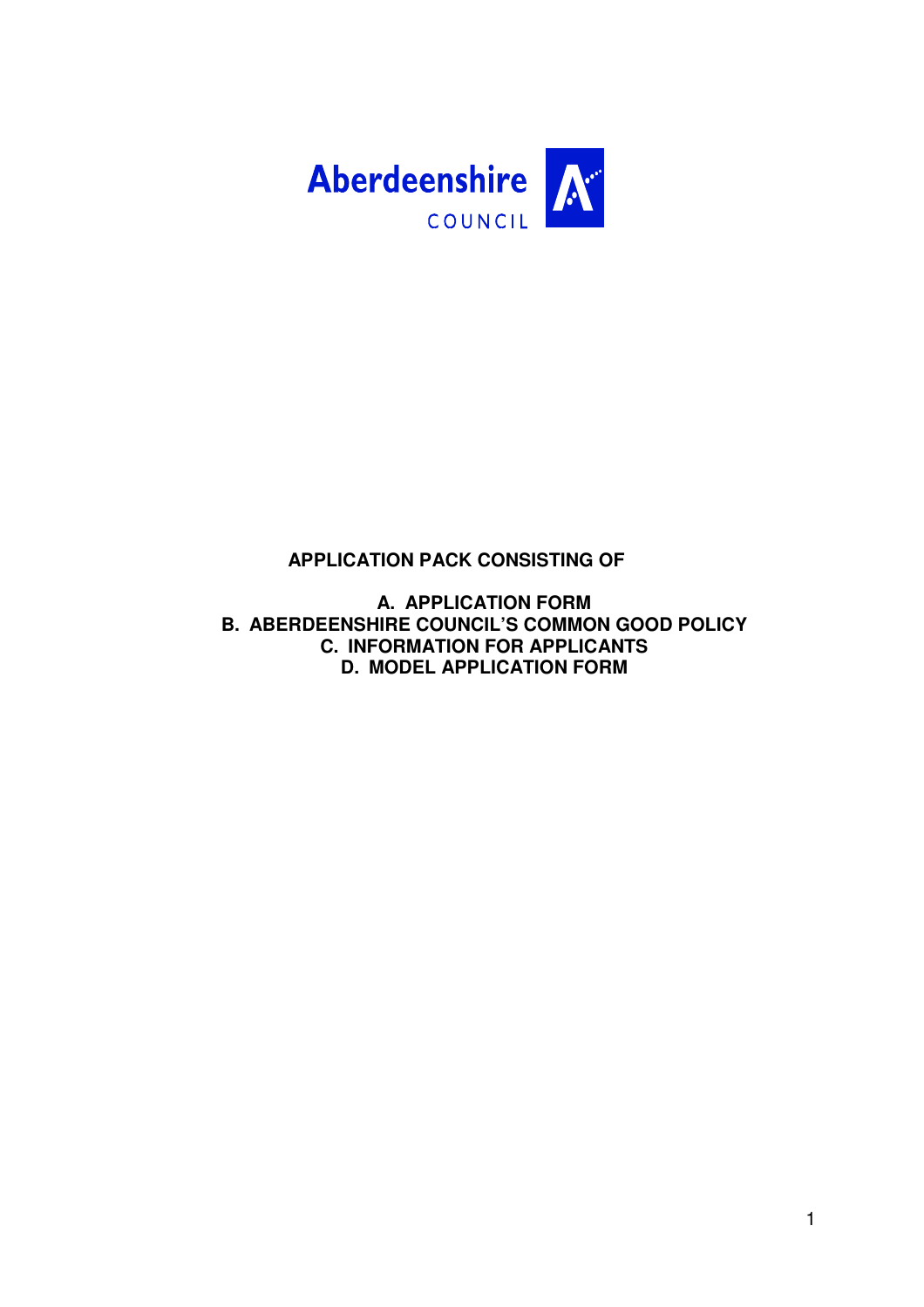Aberdeenshire
COUNCIL

**APPLICATION PACK CONSISTING OF**

**A. APPLICATION FORM**
**B. ABERDEENSHIRE COUNCIL'S COMMON GOOD POLICY**
**C. INFORMATION FOR APPLICANTS**
**D. MODEL APPLICATION FORM**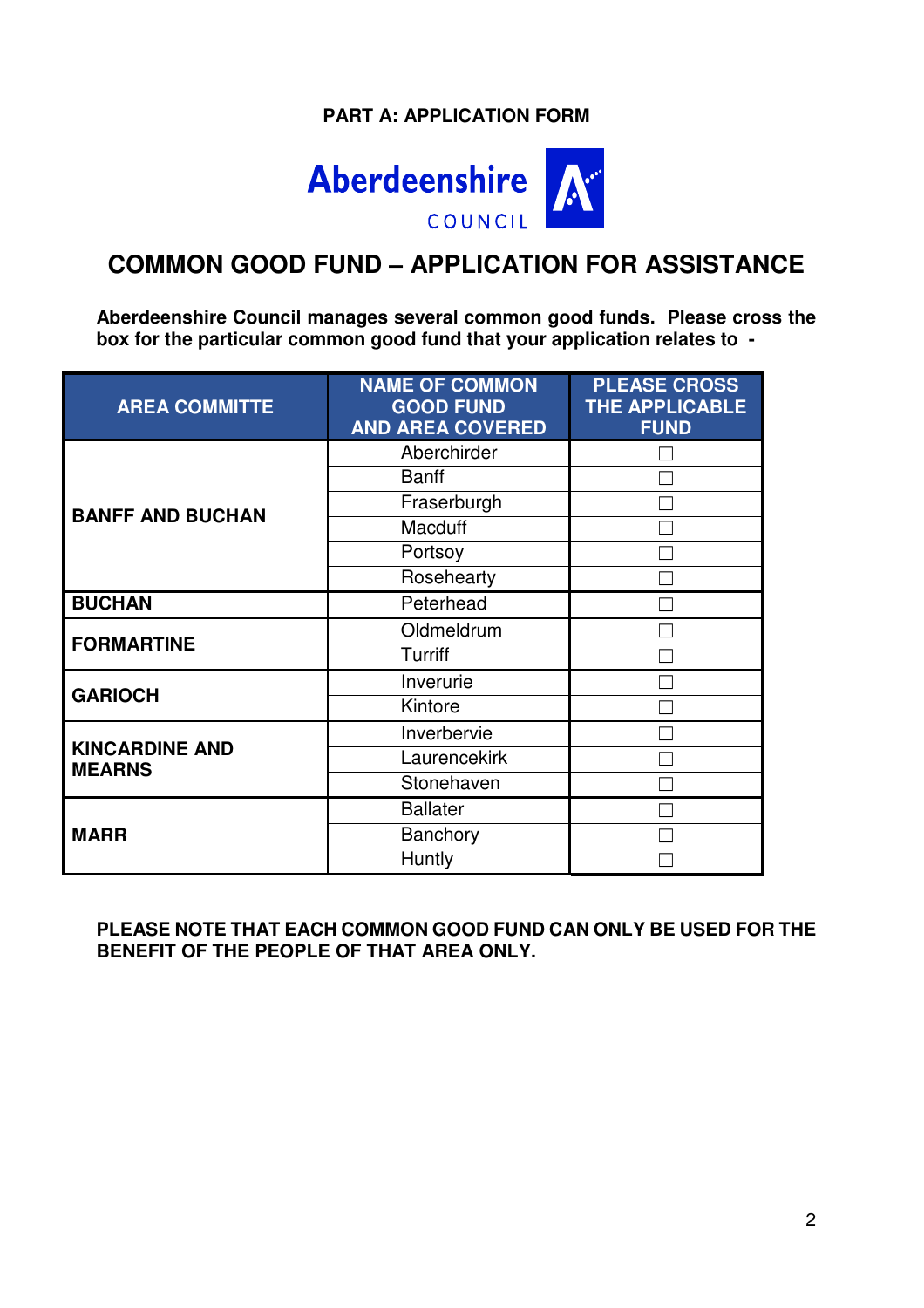**PART A: APPLICATION FORM**

Aberdeenshire COUNCIL

# COMMON GOOD FUND – APPLICATION FOR ASSISTANCE

**Aberdeenshire Council manages several common good funds. Please cross the box for the particular common good fund that your application relates to -**

| AREA COMMITTE | NAME OF COMMON GOOD FUND AND AREA COVERED | PLEASE CROSS THE APPLICABLE FUND |
|---|---|---|
| **BANFF AND BUCHAN** | Aberchirder | ☐ |
| | Banff | ☐ |
| | Fraserburgh | ☐ |
| | Macduff | ☐ |
| | Portsoy | ☐ |
| | Rosehearty | ☐ |
| **BUCHAN** | Peterhead | ☐ |
| **FORMARTINE** | Oldmeldrum | ☐ |
| | Turriff | ☐ |
| **GARIOCH** | Inverurie | ☐ |
| | Kintore | ☐ |
| **KINCARDINE AND MEARNS** | Inverbervie | ☐ |
| | Laurencekirk | ☐ |
| | Stonehaven | ☐ |
| **MARR** | Ballater | ☐ |
| | Banchory | ☐ |
| | Huntly | ☐ |

**PLEASE NOTE THAT EACH COMMON GOOD FUND CAN ONLY BE USED FOR THE BENEFIT OF THE PEOPLE OF THAT AREA ONLY.**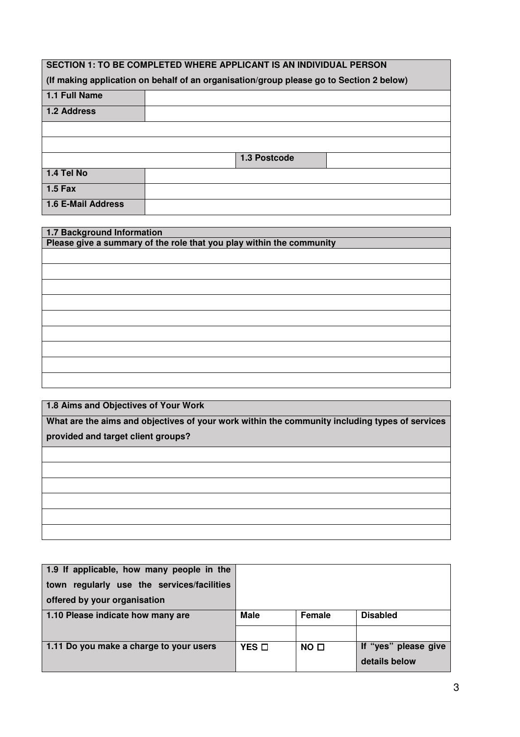| SECTION 1: TO BE COMPLETED WHERE APPLICANT IS AN INDIVIDUAL PERSON<br>(If making application on behalf of an organisation/group please go to Section 2 below) | | | |
|---|---|---|---|
| **1.1 Full Name** | | | |
| **1.2 Address** | | | |
| | | | |
| | | | |
| | | **1.3 Postcode** | |
| **1.4 Tel No** | | | |
| **1.5 Fax** | | | |
| **1.6 E-Mail Address** | | | |

| 1.7 Background Information<br>Please give a summary of the role that you play within the community |
|---|
| |
| |
| |
| |
| |
| |
| |
| |
| |

| 1.8 Aims and Objectives of Your Work<br>What are the aims and objectives of your work within the community including types of services provided and target client groups? |
|---|
| |
| |
| |
| |
| |
| |

| **1.9 If applicable, how many people in the town regularly use the services/facilities offered by your organisation** | | | |
|---|---|---|---|
| **1.10 Please indicate how many are** | **Male** | **Female** | **Disabled** |
| | | | |
| **1.11 Do you make a charge to your users** | **YES ☐** | **NO ☐** | **If "yes" please give details below** |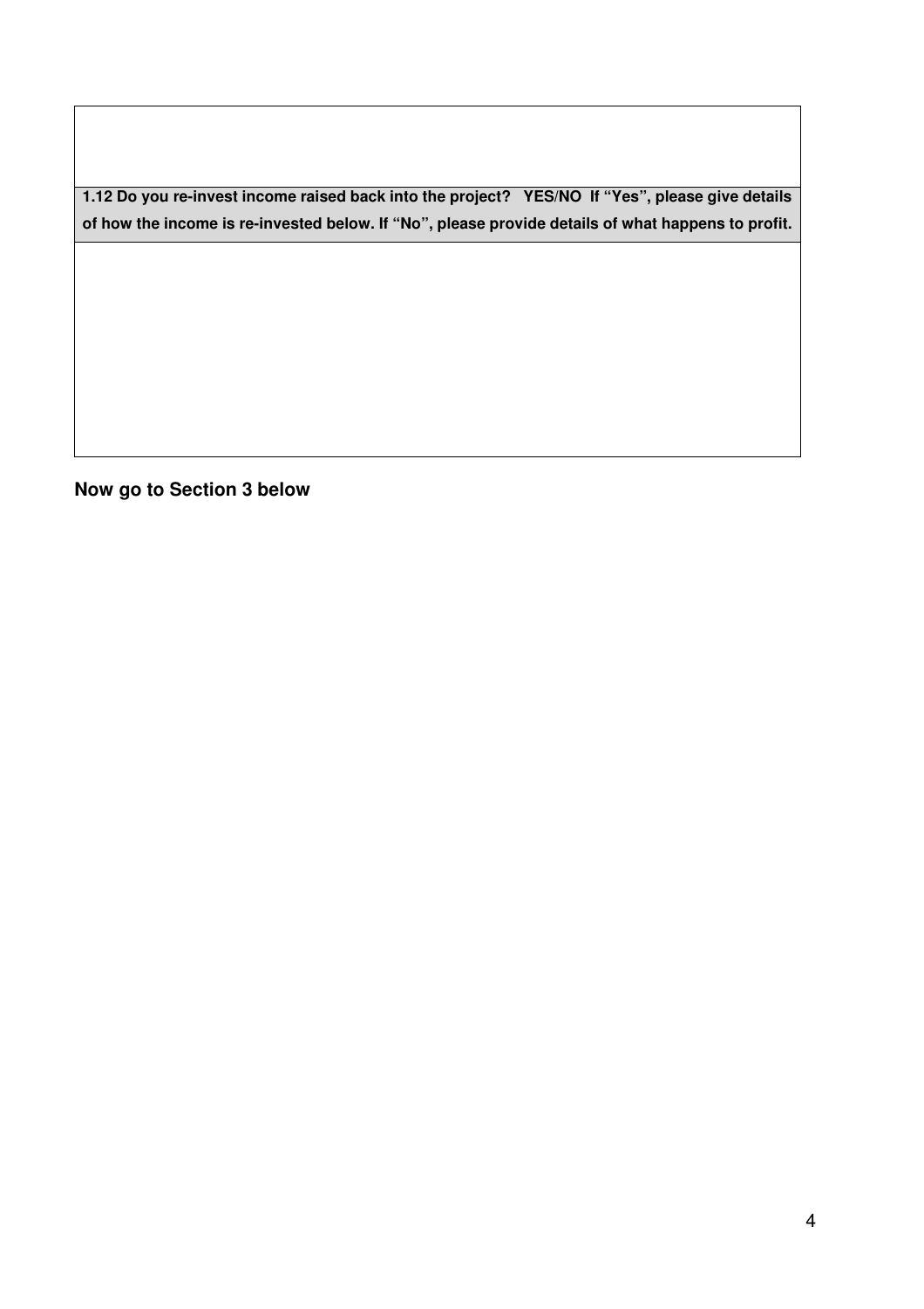| |
|---|
| |
| **1.12 Do you re-invest income raised back into the project? YES/NO If "Yes", please give details of how the income is re-invested below. If "No", please provide details of what happens to profit.** |
| |

**Now go to Section 3 below**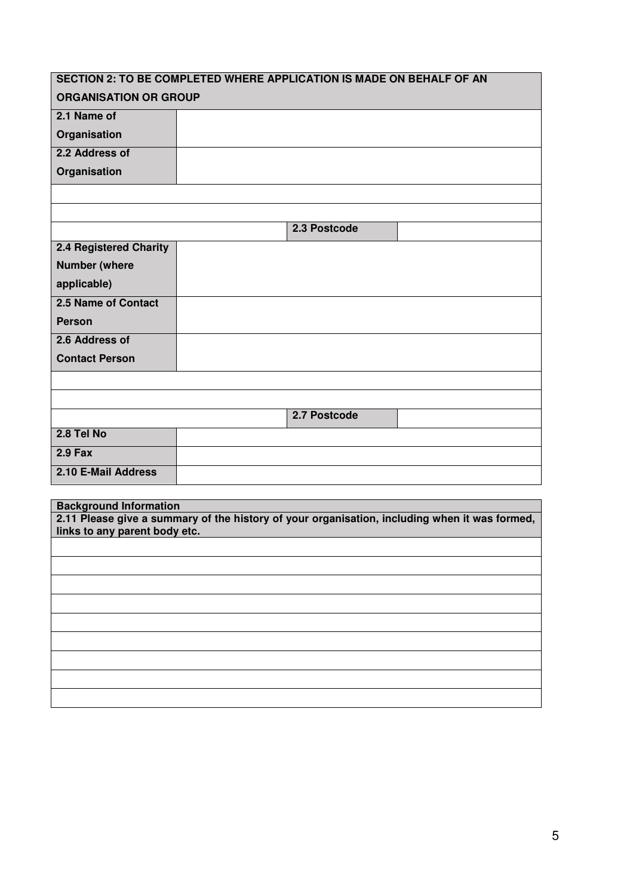| SECTION 2: TO BE COMPLETED WHERE APPLICATION IS MADE ON BEHALF OF AN ORGANISATION OR GROUP | | | |
|---|---|---|---|
| **2.1 Name of Organisation** | | | |
| **2.2 Address of Organisation** | | | |
| | | | |
| | | | |
| | | **2.3 Postcode** | |
| **2.4 Registered Charity Number (where applicable)** | | | |
| **2.5 Name of Contact Person** | | | |
| **2.6 Address of Contact Person** | | | |
| | | | |
| | | | |
| | | **2.7 Postcode** | |
| **2.8 Tel No** | | | |
| **2.9 Fax** | | | |
| **2.10 E-Mail Address** | | | |

| **Background Information**<br>**2.11 Please give a summary of the history of your organisation, including when it was formed, links to any parent body etc.** |
|---|
| |
| |
| |
| |
| |
| |
| |
| |
| |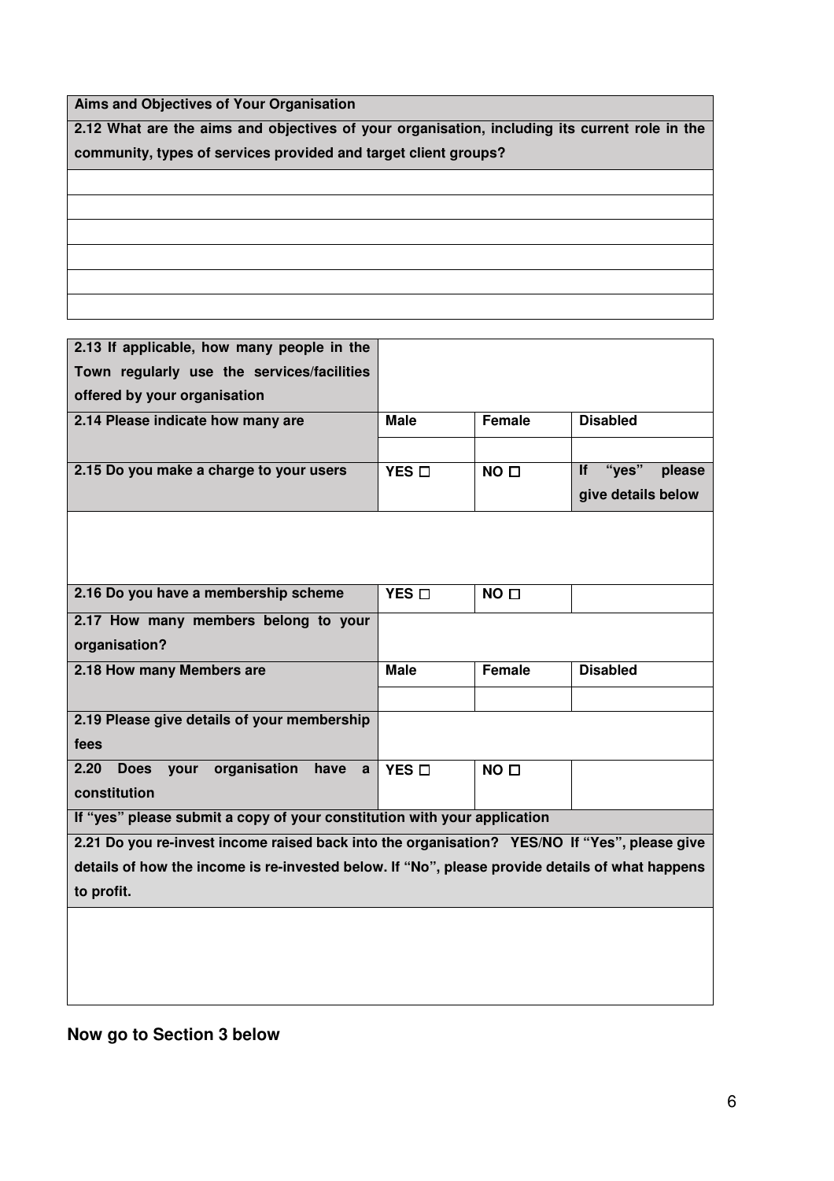| Aims and Objectives of Your Organisation |
|---|
| **2.12 What are the aims and objectives of your organisation, including its current role in the community, types of services provided and target client groups?** |
| |
| |
| |
| |
| |
| |

| | | | |
|---|---|---|---|
| **2.13 If applicable, how many people in the Town regularly use the services/facilities offered by your organisation** | | | |
| **2.14 Please indicate how many are** | **Male** | **Female** | **Disabled** |
| | | | |
| **2.15 Do you make a charge to your users** | **YES ☐** | **NO ☐** | **If "yes" please give details below** |
| | | | |
| **2.16 Do you have a membership scheme** | **YES ☐** | **NO ☐** | |
| **2.17 How many members belong to your organisation?** | | | |
| **2.18 How many Members are** | **Male** | **Female** | **Disabled** |
| | | | |
| **2.19 Please give details of your membership fees** | | | |
| **2.20 Does your organisation have a constitution** | **YES ☐** | **NO ☐** | |
| **If "yes" please submit a copy of your constitution with your application** | | | |
| **2.21 Do you re-invest income raised back into the organisation? YES/NO If "Yes", please give details of how the income is re-invested below. If "No", please provide details of what happens to profit.** | | | |
| | | | |

**Now go to Section 3 below**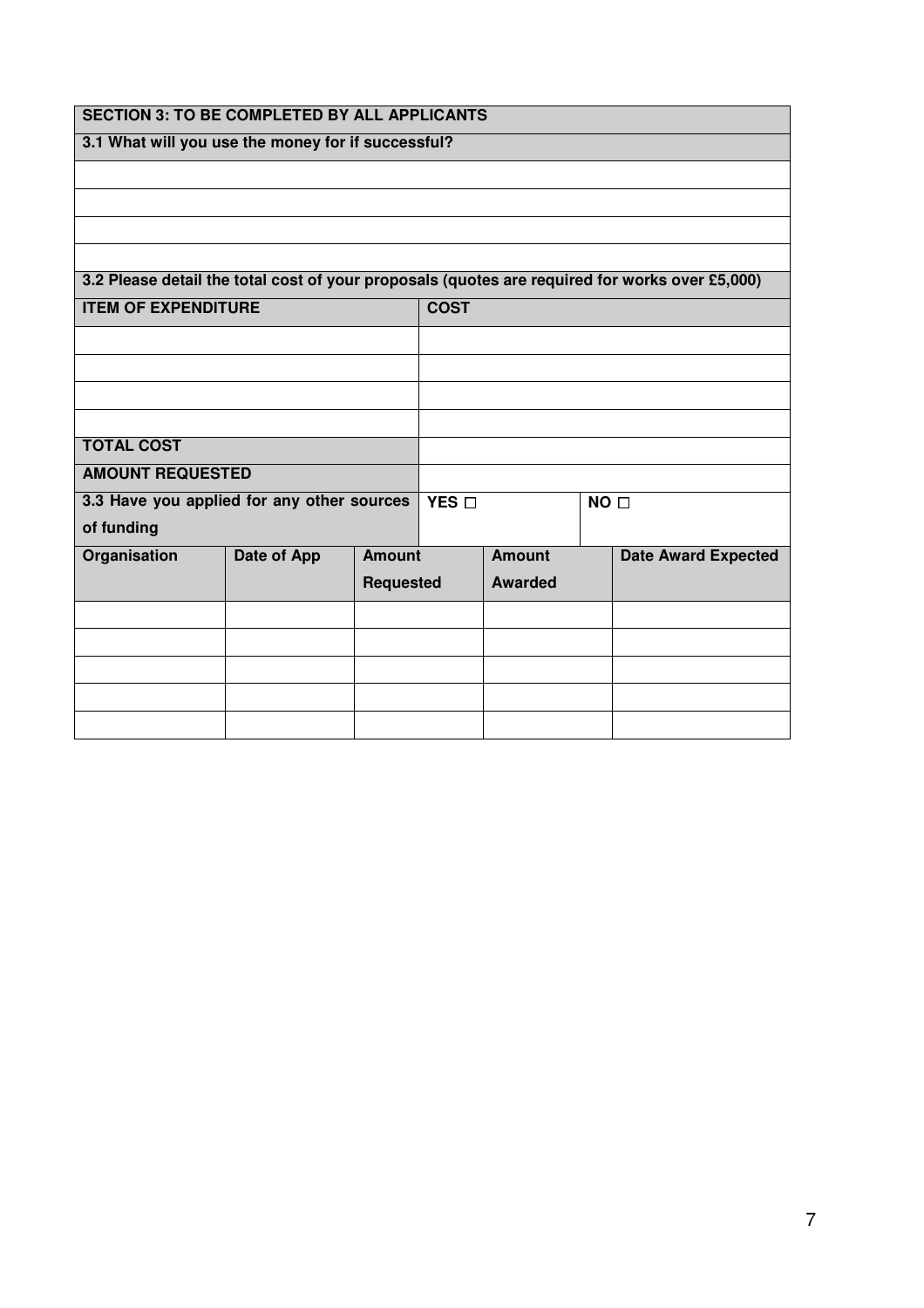| SECTION 3: TO BE COMPLETED BY ALL APPLICANTS |
| --- |
| **3.1 What will you use the money for if successful?** |
| |
| |
| |
| |

**3.2 Please detail the total cost of your proposals (quotes are required for works over £5,000)**

| ITEM OF EXPENDITURE | COST |
| --- | --- |
| | |
| | |
| | |
| | |
| **TOTAL COST** | |
| **AMOUNT REQUESTED** | |

| 3.3 Have you applied for any other sources of funding | YES ☐ | NO ☐ |
| --- | --- | --- |

| Organisation | Date of App | Amount Requested | Amount Awarded | Date Award Expected |
| --- | --- | --- | --- | --- |
| | | | | |
| | | | | |
| | | | | |
| | | | | |
| | | | | |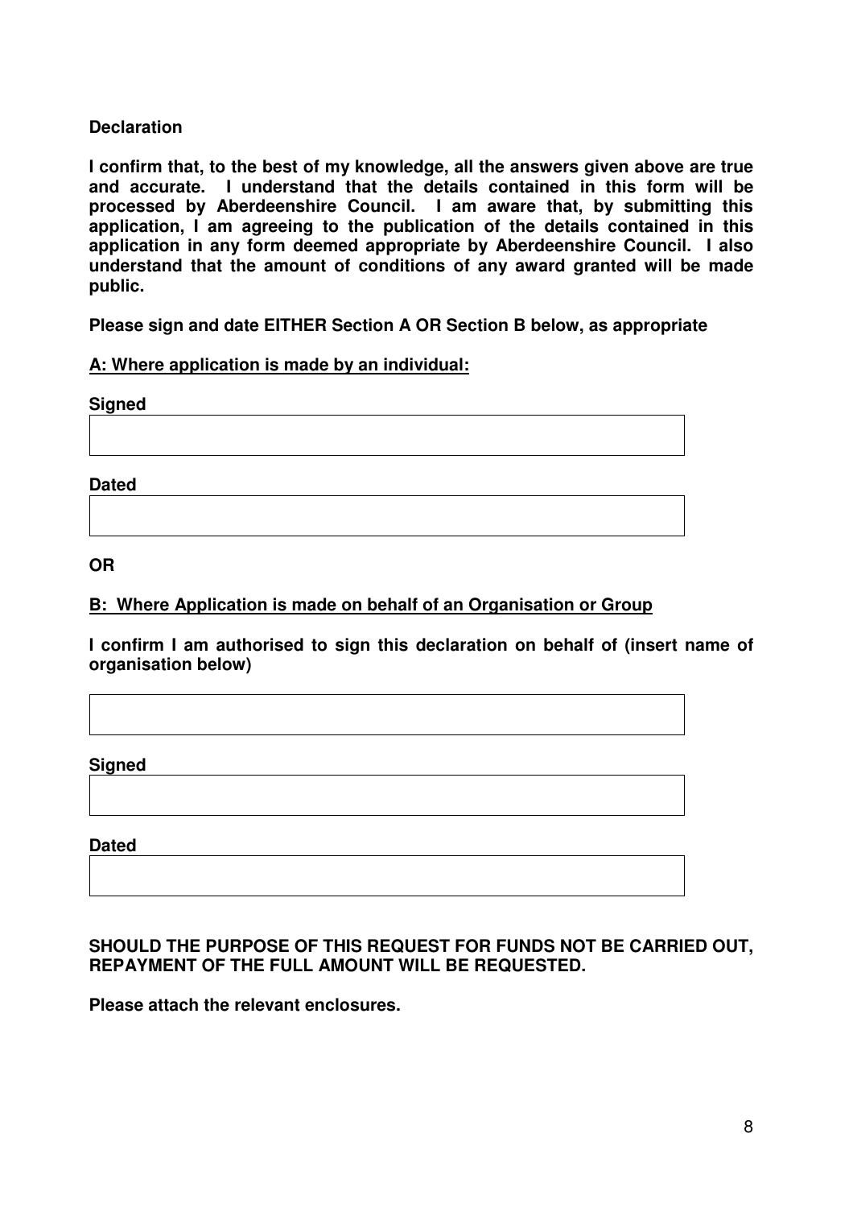**Declaration**

**I confirm that, to the best of my knowledge, all the answers given above are true and accurate. I understand that the details contained in this form will be processed by Aberdeenshire Council. I am aware that, by submitting this application, I am agreeing to the publication of the details contained in this application in any form deemed appropriate by Aberdeenshire Council. I also understand that the amount of conditions of any award granted will be made public.**

**Please sign and date EITHER Section A OR Section B below, as appropriate**

**A: Where application is made by an individual:**

**Signed**

| |
|---|
| |

**Dated**

| |
|---|
| |

**OR**

**B: Where Application is made on behalf of an Organisation or Group**

**I confirm I am authorised to sign this declaration on behalf of (insert name of organisation below)**

| |
|---|
| |

**Signed**

| |
|---|
| |

**Dated**

| |
|---|
| |

**SHOULD THE PURPOSE OF THIS REQUEST FOR FUNDS NOT BE CARRIED OUT, REPAYMENT OF THE FULL AMOUNT WILL BE REQUESTED.**

**Please attach the relevant enclosures.**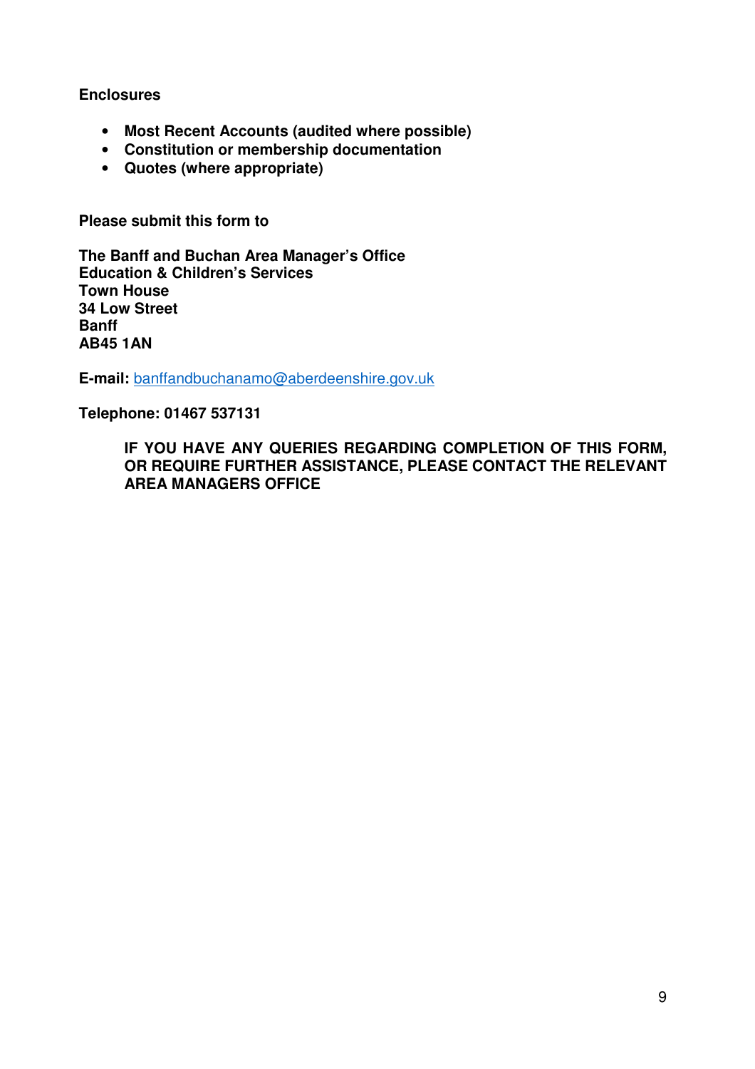**Enclosures**

- **Most Recent Accounts (audited where possible)**
- **Constitution or membership documentation**
- **Quotes (where appropriate)**

**Please submit this form to**

**The Banff and Buchan Area Manager's Office**
**Education & Children's Services**
**Town House**
**34 Low Street**
**Banff**
**AB45 1AN**

**E-mail:** banffandbuchanamo@aberdeenshire.gov.uk

**Telephone: 01467 537131**

**IF YOU HAVE ANY QUERIES REGARDING COMPLETION OF THIS FORM, OR REQUIRE FURTHER ASSISTANCE, PLEASE CONTACT THE RELEVANT AREA MANAGERS OFFICE**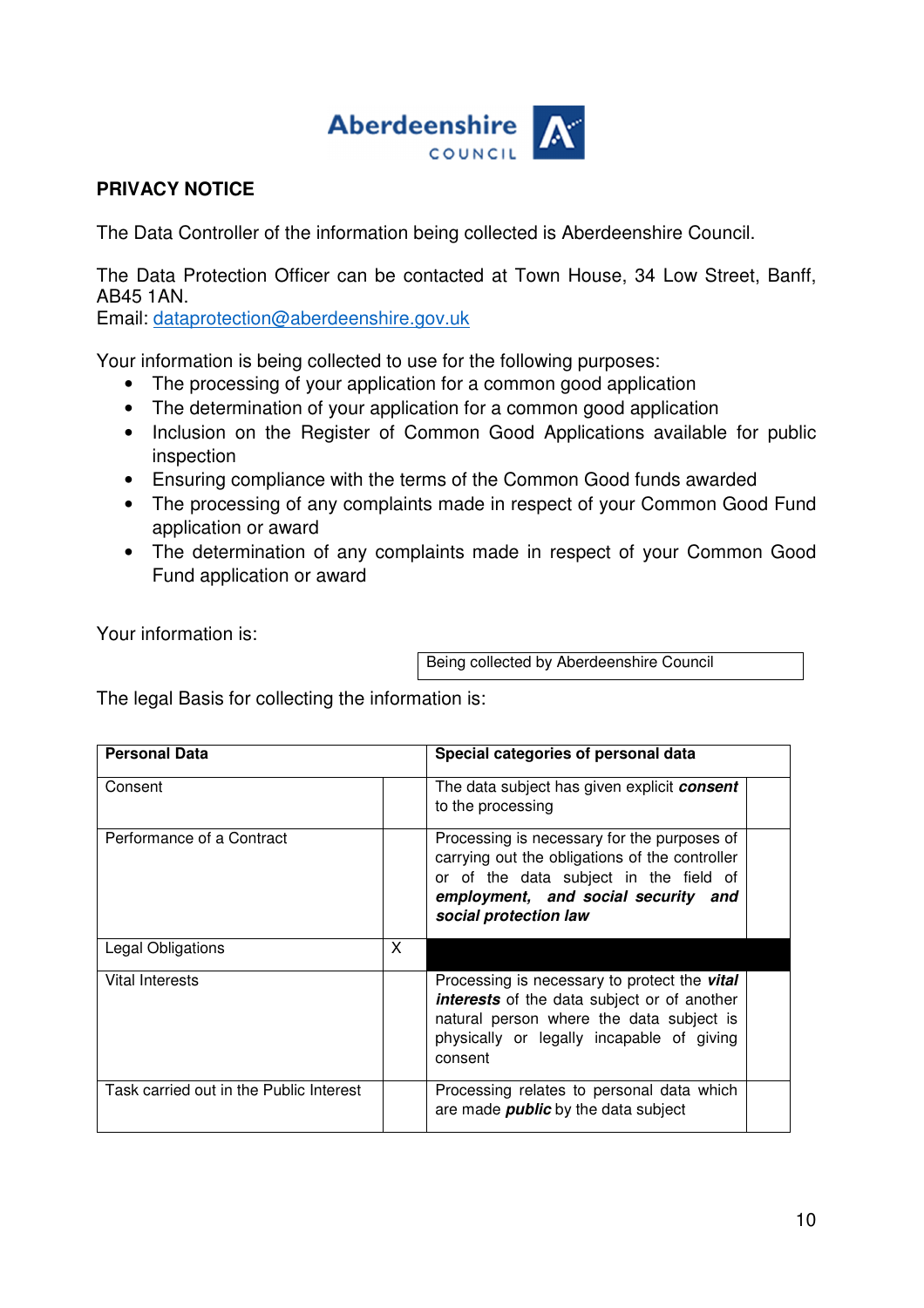**Aberdeenshire COUNCIL**

**PRIVACY NOTICE**

The Data Controller of the information being collected is Aberdeenshire Council.

The Data Protection Officer can be contacted at Town House, 34 Low Street, Banff, AB45 1AN.
Email: dataprotection@aberdeenshire.gov.uk

Your information is being collected to use for the following purposes:

- The processing of your application for a common good application
- The determination of your application for a common good application
- Inclusion on the Register of Common Good Applications available for public inspection
- Ensuring compliance with the terms of the Common Good funds awarded
- The processing of any complaints made in respect of your Common Good Fund application or award
- The determination of any complaints made in respect of your Common Good Fund application or award

Your information is:

| Being collected by Aberdeenshire Council |
|---|

The legal Basis for collecting the information is:

| **Personal Data** | | **Special categories of personal data** | |
|---|---|---|---|
| Consent | | The data subject has given explicit ***consent*** to the processing | |
| Performance of a Contract | | Processing is necessary for the purposes of carrying out the obligations of the controller or of the data subject in the field of ***employment, and social security and social protection law*** | |
| Legal Obligations | X | | |
| Vital Interests | | Processing is necessary to protect the ***vital interests*** of the data subject or of another natural person where the data subject is physically or legally incapable of giving consent | |
| Task carried out in the Public Interest | | Processing relates to personal data which are made ***public*** by the data subject | |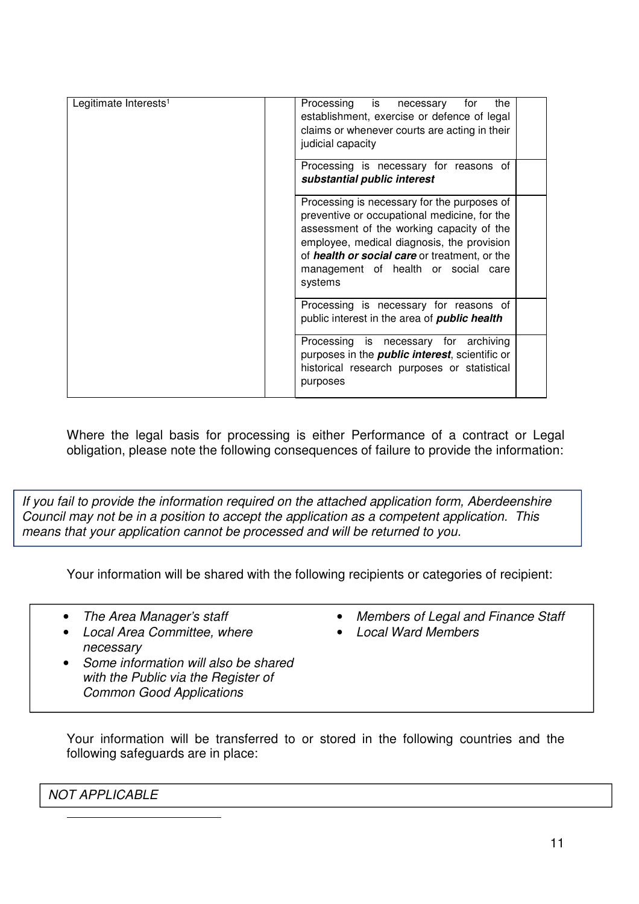| Legitimate Interests[1] | | Processing is necessary for the establishment, exercise or defence of legal claims or whenever courts are acting in their judicial capacity | |
|---|---|---|---|
| | | Processing is necessary for reasons of ***substantial public interest*** | |
| | | Processing is necessary for the purposes of preventive or occupational medicine, for the assessment of the working capacity of the employee, medical diagnosis, the provision of ***health or social care*** or treatment, or the management of health or social care systems | |
| | | Processing is necessary for reasons of public interest in the area of ***public health*** | |
| | | Processing is necessary for archiving purposes in the ***public interest***, scientific or historical research purposes or statistical purposes | |

Where the legal basis for processing is either Performance of a contract or Legal obligation, please note the following consequences of failure to provide the information:

*If you fail to provide the information required on the attached application form, Aberdeenshire Council may not be in a position to accept the application as a competent application. This means that your application cannot be processed and will be returned to you.*

Your information will be shared with the following recipients or categories of recipient:

- *The Area Manager's staff*
- *Local Area Committee, where necessary*
- *Some information will also be shared with the Public via the Register of Common Good Applications*
- *Members of Legal and Finance Staff*
- *Local Ward Members*

Your information will be transferred to or stored in the following countries and the following safeguards are in place:

*NOT APPLICABLE*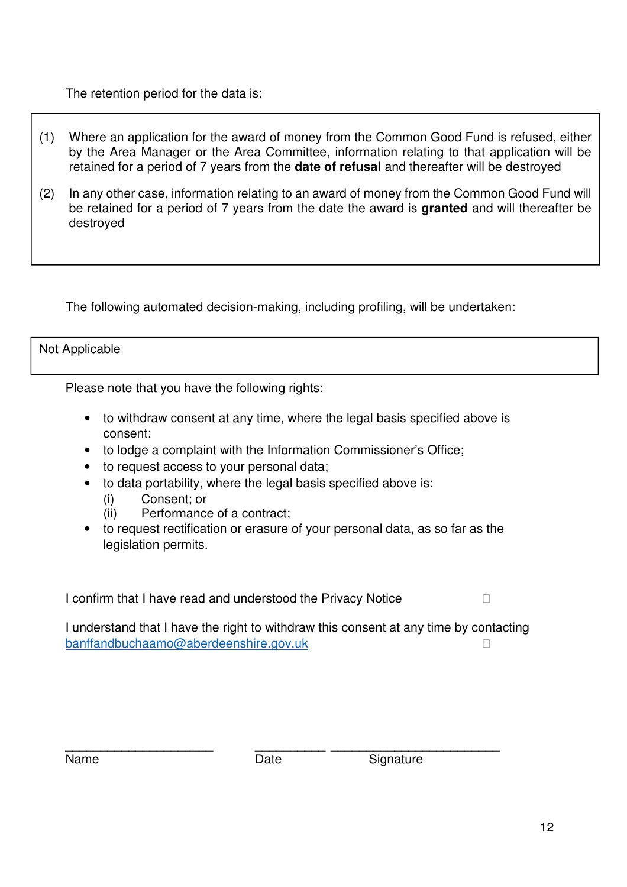The retention period for the data is:

| |
|---|
| (1) Where an application for the award of money from the Common Good Fund is refused, either by the Area Manager or the Area Committee, information relating to that application will be retained for a period of 7 years from the **date of refusal** and thereafter will be destroyed<br><br>(2) In any other case, information relating to an award of money from the Common Good Fund will be retained for a period of 7 years from the date the award is **granted** and will thereafter be destroyed |

The following automated decision-making, including profiling, will be undertaken:

| |
|---|
| Not Applicable |

Please note that you have the following rights:

- to withdraw consent at any time, where the legal basis specified above is consent;
- to lodge a complaint with the Information Commissioner's Office;
- to request access to your personal data;
- to data portability, where the legal basis specified above is:
  - (i) Consent; or
  - (ii) Performance of a contract;
- to request rectification or erasure of your personal data, as so far as the legislation permits.

I confirm that I have read and understood the Privacy Notice ☐

I understand that I have the right to withdraw this consent at any time by contacting banffandbuchaamo@aberdeenshire.gov.uk ☐

______________________ ___________ _________________________

Name Date Signature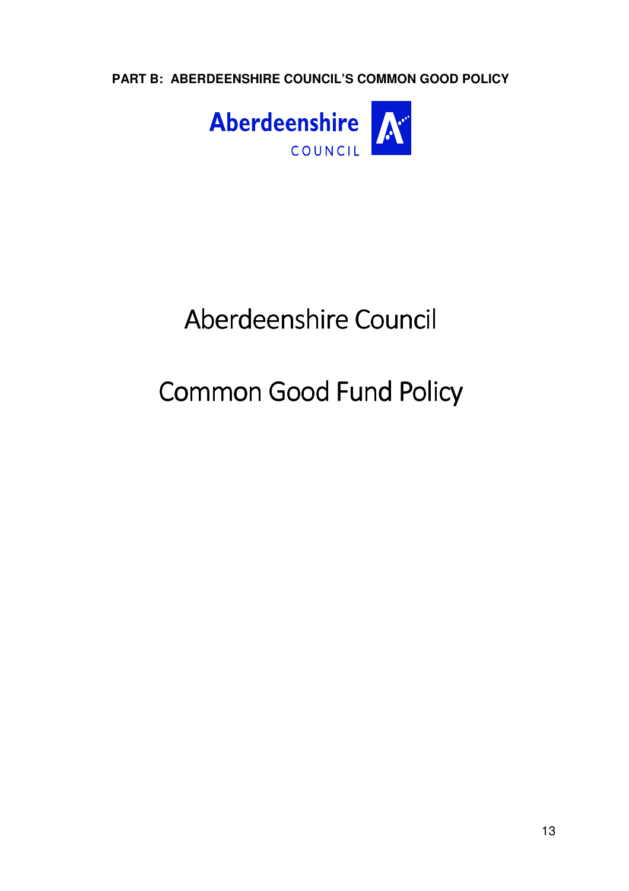**PART B: ABERDEENSHIRE COUNCIL'S COMMON GOOD POLICY**

Aberdeenshire
COUNCIL

# Aberdeenshire Council

# Common Good Fund Policy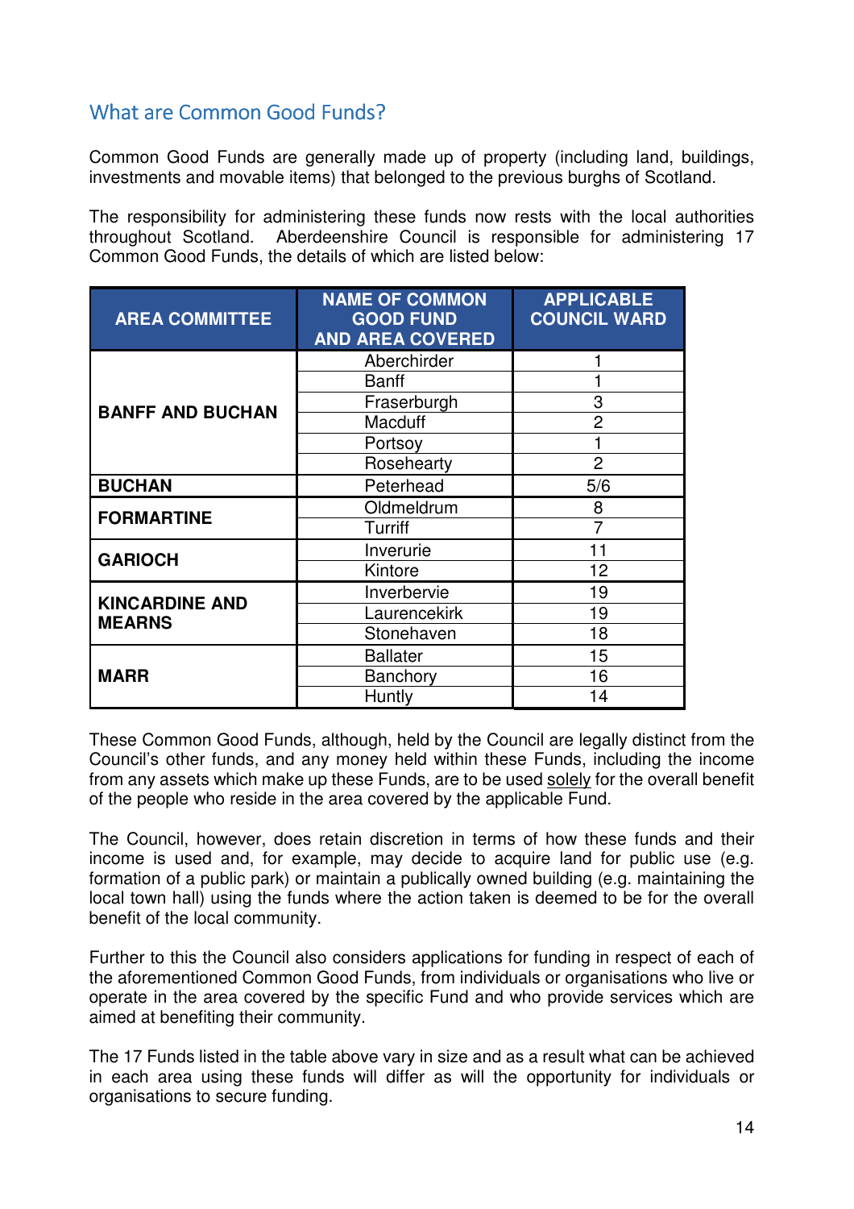## What are Common Good Funds?

Common Good Funds are generally made up of property (including land, buildings, investments and movable items) that belonged to the previous burghs of Scotland.

The responsibility for administering these funds now rests with the local authorities throughout Scotland. Aberdeenshire Council is responsible for administering 17 Common Good Funds, the details of which are listed below:

| AREA COMMITTEE | NAME OF COMMON GOOD FUND AND AREA COVERED | APPLICABLE COUNCIL WARD |
|---|---|---|
| **BANFF AND BUCHAN** | Aberchirder | 1 |
| | Banff | 1 |
| | Fraserburgh | 3 |
| | Macduff | 2 |
| | Portsoy | 1 |
| | Rosehearty | 2 |
| **BUCHAN** | Peterhead | 5/6 |
| **FORMARTINE** | Oldmeldrum | 8 |
| | Turriff | 7 |
| **GARIOCH** | Inverurie | 11 |
| | Kintore | 12 |
| **KINCARDINE AND MEARNS** | Inverbervie | 19 |
| | Laurencekirk | 19 |
| | Stonehaven | 18 |
| **MARR** | Ballater | 15 |
| | Banchory | 16 |
| | Huntly | 14 |

These Common Good Funds, although, held by the Council are legally distinct from the Council's other funds, and any money held within these Funds, including the income from any assets which make up these Funds, are to be used solely for the overall benefit of the people who reside in the area covered by the applicable Fund.

The Council, however, does retain discretion in terms of how these funds and their income is used and, for example, may decide to acquire land for public use (e.g. formation of a public park) or maintain a publically owned building (e.g. maintaining the local town hall) using the funds where the action taken is deemed to be for the overall benefit of the local community.

Further to this the Council also considers applications for funding in respect of each of the aforementioned Common Good Funds, from individuals or organisations who live or operate in the area covered by the specific Fund and who provide services which are aimed at benefiting their community.

The 17 Funds listed in the table above vary in size and as a result what can be achieved in each area using these funds will differ as will the opportunity for individuals or organisations to secure funding.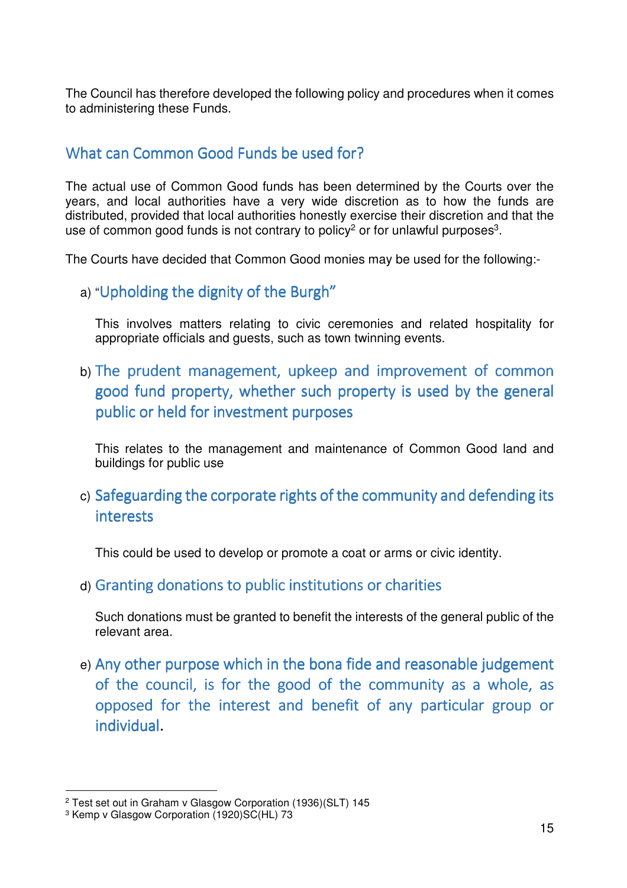The Council has therefore developed the following policy and procedures when it comes to administering these Funds.

## What can Common Good Funds be used for?

The actual use of Common Good funds has been determined by the Courts over the years, and local authorities have a very wide discretion as to how the funds are distributed, provided that local authorities honestly exercise their discretion and that the use of common good funds is not contrary to policy[2] or for unlawful purposes[3].

The Courts have decided that Common Good monies may be used for the following:-

### a) "Upholding the dignity of the Burgh"

This involves matters relating to civic ceremonies and related hospitality for appropriate officials and guests, such as town twinning events.

### b) The prudent management, upkeep and improvement of common good fund property, whether such property is used by the general public or held for investment purposes

This relates to the management and maintenance of Common Good land and buildings for public use

### c) Safeguarding the corporate rights of the community and defending its interests

This could be used to develop or promote a coat or arms or civic identity.

### d) Granting donations to public institutions or charities

Such donations must be granted to benefit the interests of the general public of the relevant area.

### e) Any other purpose which in the bona fide and reasonable judgement of the council, is for the good of the community as a whole, as opposed for the interest and benefit of any particular group or individual.

---

[2] Test set out in Graham v Glasgow Corporation (1936)(SLT) 145

[3] Kemp v Glasgow Corporation (1920)SC(HL) 73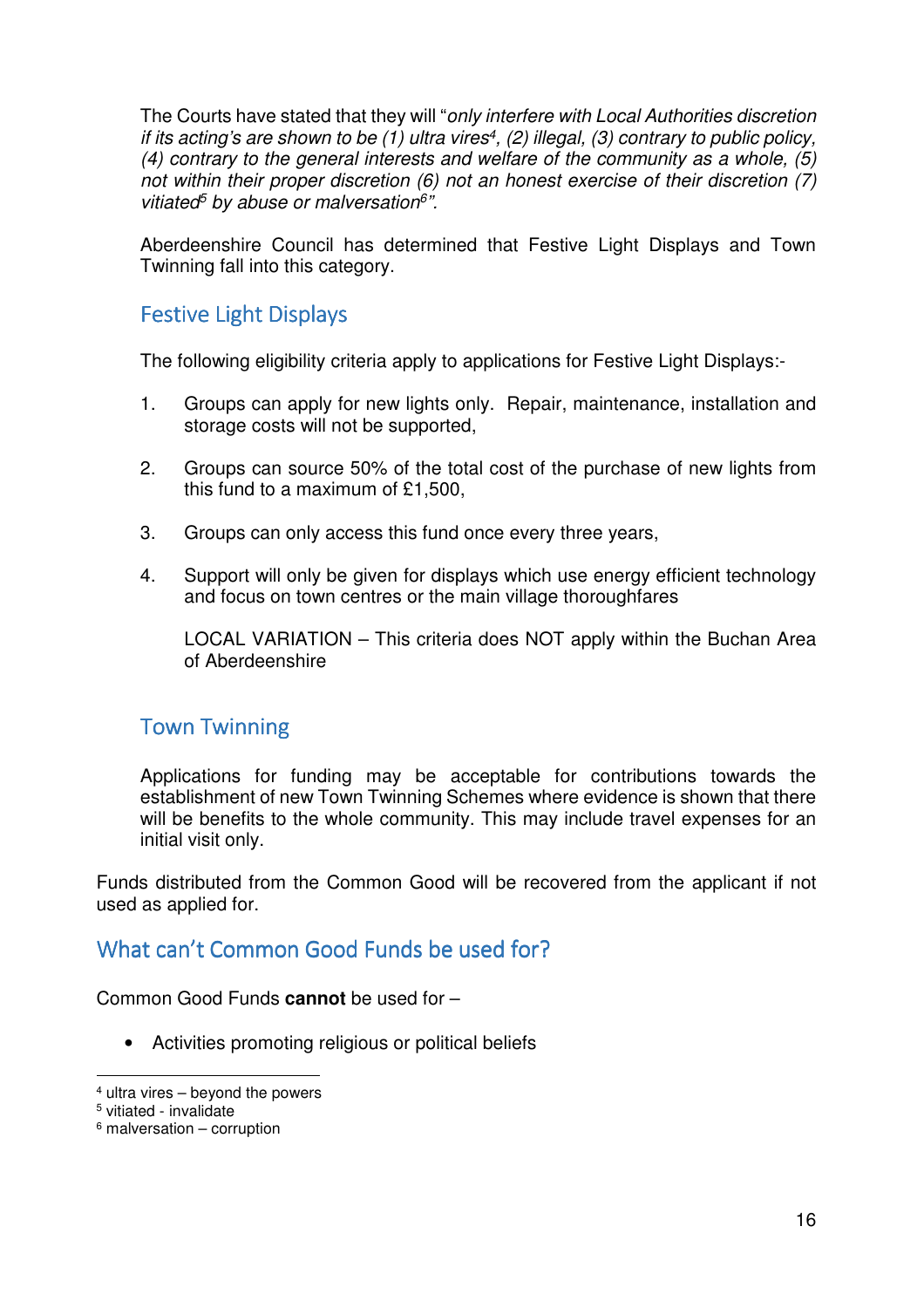The Courts have stated that they will "*only interfere with Local Authorities discretion if its acting's are shown to be (1) ultra vires*[4]*, (2) illegal, (3) contrary to public policy, (4) contrary to the general interests and welfare of the community as a whole, (5) not within their proper discretion (6) not an honest exercise of their discretion (7) vitiated*[5] *by abuse or malversation*[6]*"*.

Aberdeenshire Council has determined that Festive Light Displays and Town Twinning fall into this category.

### Festive Light Displays

The following eligibility criteria apply to applications for Festive Light Displays:-

1. Groups can apply for new lights only. Repair, maintenance, installation and storage costs will not be supported,
2. Groups can source 50% of the total cost of the purchase of new lights from this fund to a maximum of £1,500,
3. Groups can only access this fund once every three years,
4. Support will only be given for displays which use energy efficient technology and focus on town centres or the main village thoroughfares

   LOCAL VARIATION – This criteria does NOT apply within the Buchan Area of Aberdeenshire

### Town Twinning

Applications for funding may be acceptable for contributions towards the establishment of new Town Twinning Schemes where evidence is shown that there will be benefits to the whole community. This may include travel expenses for an initial visit only.

Funds distributed from the Common Good will be recovered from the applicant if not used as applied for.

## What can't Common Good Funds be used for?

Common Good Funds **cannot** be used for –

- Activities promoting religious or political beliefs

---

[4] ultra vires – beyond the powers
[5] vitiated - invalidate
[6] malversation – corruption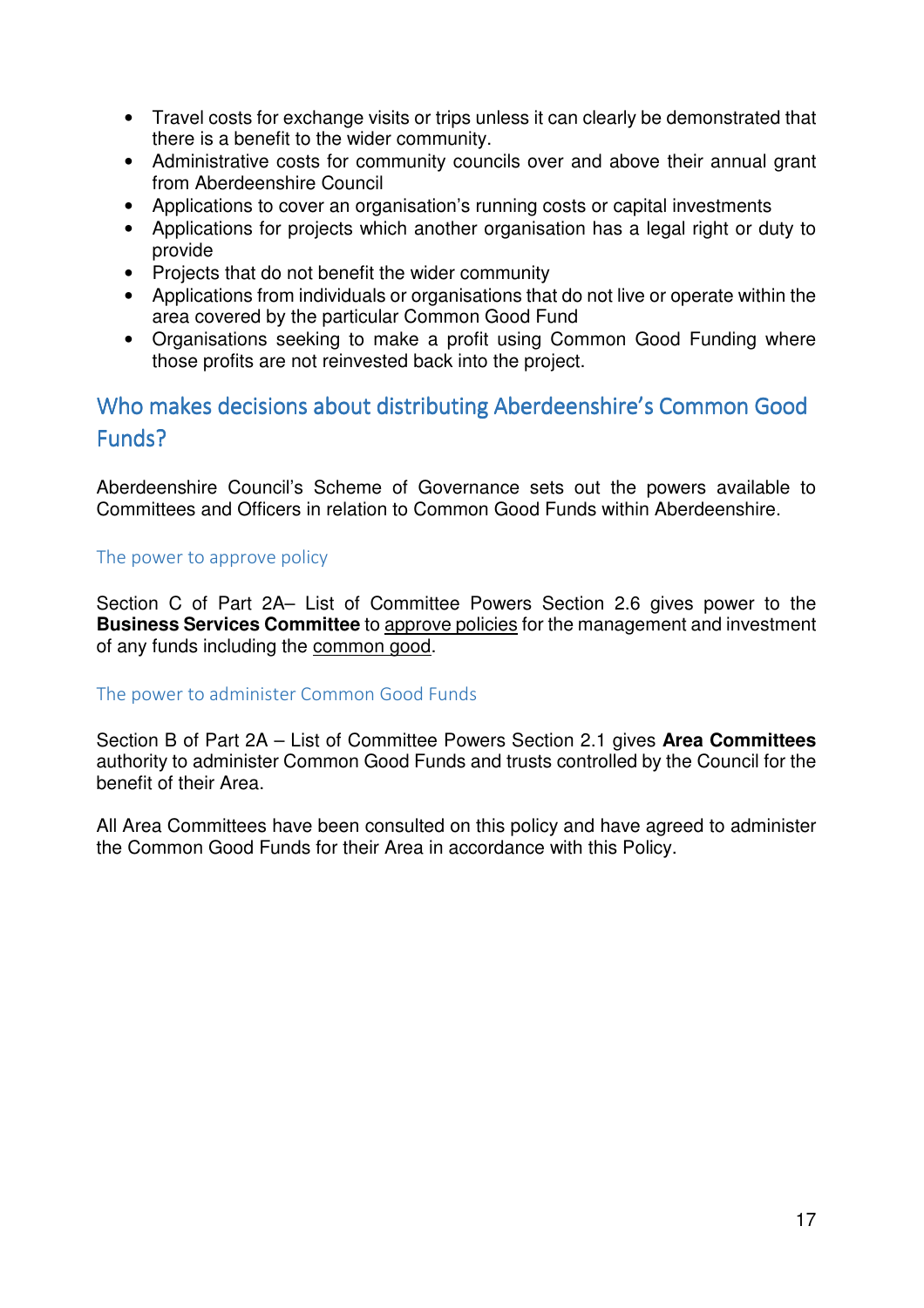- Travel costs for exchange visits or trips unless it can clearly be demonstrated that there is a benefit to the wider community.
- Administrative costs for community councils over and above their annual grant from Aberdeenshire Council
- Applications to cover an organisation's running costs or capital investments
- Applications for projects which another organisation has a legal right or duty to provide
- Projects that do not benefit the wider community
- Applications from individuals or organisations that do not live or operate within the area covered by the particular Common Good Fund
- Organisations seeking to make a profit using Common Good Funding where those profits are not reinvested back into the project.

## Who makes decisions about distributing Aberdeenshire's Common Good Funds?

Aberdeenshire Council's Scheme of Governance sets out the powers available to Committees and Officers in relation to Common Good Funds within Aberdeenshire.

### The power to approve policy

Section C of Part 2A– List of Committee Powers Section 2.6 gives power to the **Business Services Committee** to approve policies for the management and investment of any funds including the common good.

### The power to administer Common Good Funds

Section B of Part 2A – List of Committee Powers Section 2.1 gives **Area Committees** authority to administer Common Good Funds and trusts controlled by the Council for the benefit of their Area.

All Area Committees have been consulted on this policy and have agreed to administer the Common Good Funds for their Area in accordance with this Policy.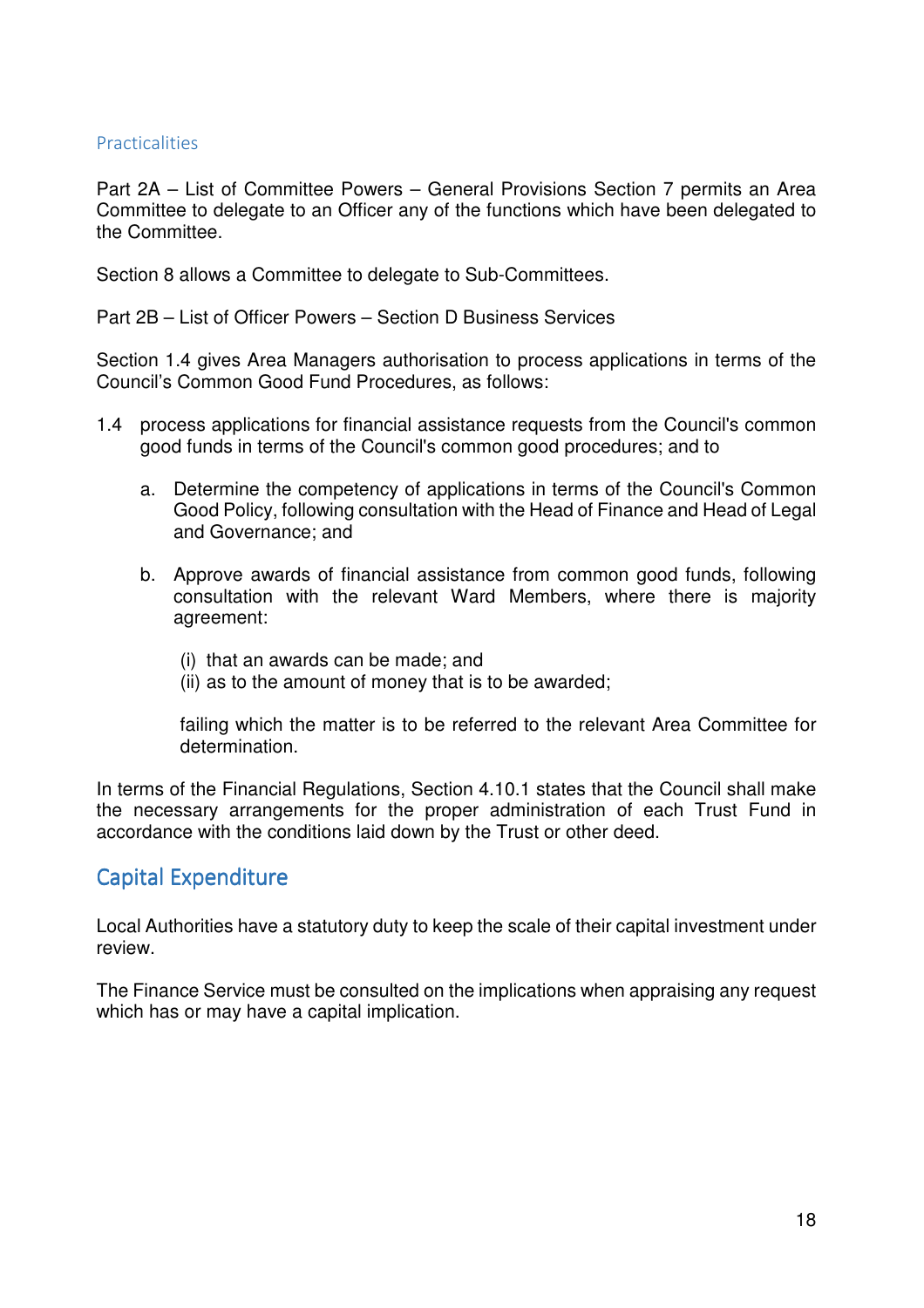### Practicalities

Part 2A – List of Committee Powers – General Provisions Section 7 permits an Area Committee to delegate to an Officer any of the functions which have been delegated to the Committee.

Section 8 allows a Committee to delegate to Sub-Committees.

Part 2B – List of Officer Powers – Section D Business Services

Section 1.4 gives Area Managers authorisation to process applications in terms of the Council's Common Good Fund Procedures, as follows:

1.4 process applications for financial assistance requests from the Council's common good funds in terms of the Council's common good procedures; and to

   a. Determine the competency of applications in terms of the Council's Common Good Policy, following consultation with the Head of Finance and Head of Legal and Governance; and

   b. Approve awards of financial assistance from common good funds, following consultation with the relevant Ward Members, where there is majority agreement:

      (i) that an awards can be made; and
      (ii) as to the amount of money that is to be awarded;

      failing which the matter is to be referred to the relevant Area Committee for determination.

In terms of the Financial Regulations, Section 4.10.1 states that the Council shall make the necessary arrangements for the proper administration of each Trust Fund in accordance with the conditions laid down by the Trust or other deed.

## Capital Expenditure

Local Authorities have a statutory duty to keep the scale of their capital investment under review.

The Finance Service must be consulted on the implications when appraising any request which has or may have a capital implication.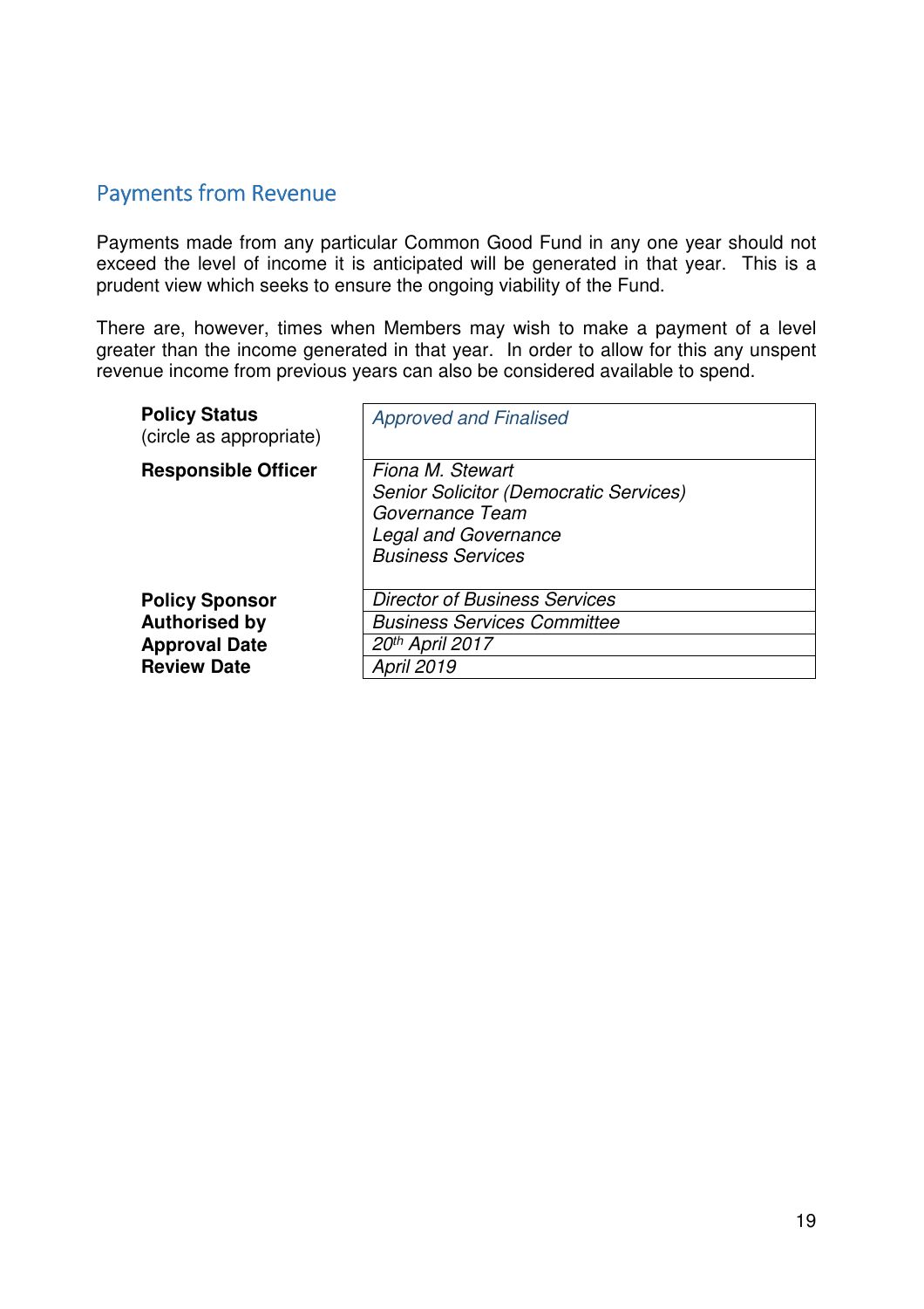## Payments from Revenue

Payments made from any particular Common Good Fund in any one year should not exceed the level of income it is anticipated will be generated in that year. This is a prudent view which seeks to ensure the ongoing viability of the Fund.

There are, however, times when Members may wish to make a payment of a level greater than the income generated in that year. In order to allow for this any unspent revenue income from previous years can also be considered available to spend.

| | |
|---|---|
| **Policy Status** (circle as appropriate) | *Approved and Finalised* |
| **Responsible Officer** | *Fiona M. Stewart*<br>*Senior Solicitor (Democratic Services)*<br>*Governance Team*<br>*Legal and Governance*<br>*Business Services* |
| **Policy Sponsor** | *Director of Business Services* |
| **Authorised by** | *Business Services Committee* |
| **Approval Date** | *20th April 2017* |
| **Review Date** | *April 2019* |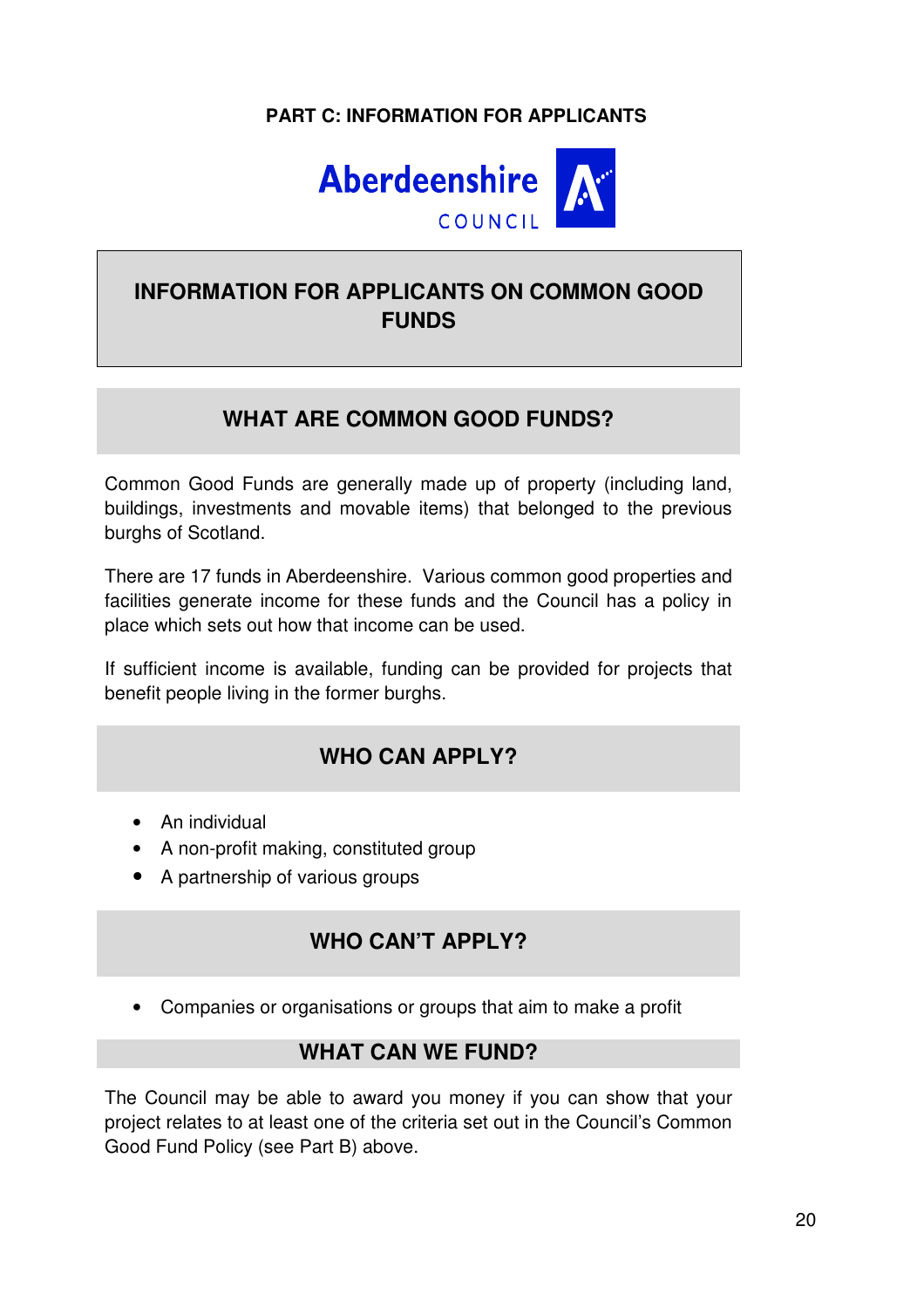**PART C: INFORMATION FOR APPLICANTS**

Aberdeenshire COUNCIL

# INFORMATION FOR APPLICANTS ON COMMON GOOD FUNDS

## WHAT ARE COMMON GOOD FUNDS?

Common Good Funds are generally made up of property (including land, buildings, investments and movable items) that belonged to the previous burghs of Scotland.

There are 17 funds in Aberdeenshire. Various common good properties and facilities generate income for these funds and the Council has a policy in place which sets out how that income can be used.

If sufficient income is available, funding can be provided for projects that benefit people living in the former burghs.

## WHO CAN APPLY?

- An individual
- A non-profit making, constituted group
- A partnership of various groups

## WHO CAN'T APPLY?

- Companies or organisations or groups that aim to make a profit

## WHAT CAN WE FUND?

The Council may be able to award you money if you can show that your project relates to at least one of the criteria set out in the Council's Common Good Fund Policy (see Part B) above.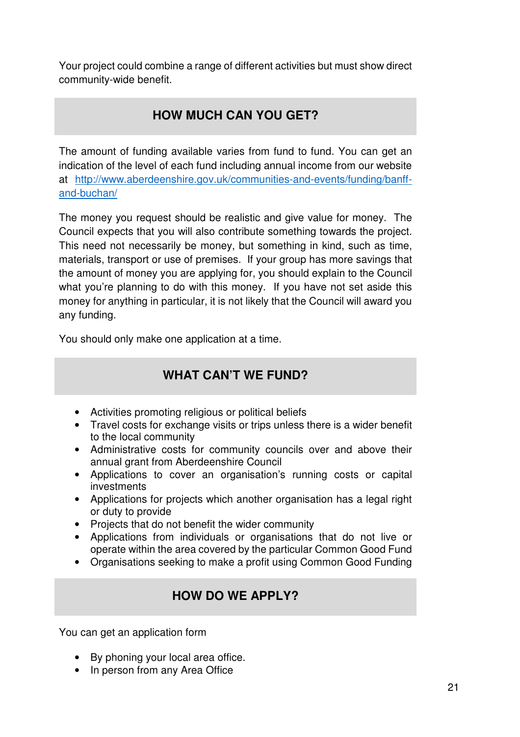Your project could combine a range of different activities but must show direct community-wide benefit.

## HOW MUCH CAN YOU GET?

The amount of funding available varies from fund to fund. You can get an indication of the level of each fund including annual income from our website at [http://www.aberdeenshire.gov.uk/communities-and-events/funding/banff-and-buchan/](http://www.aberdeenshire.gov.uk/communities-and-events/funding/banff-and-buchan/)

The money you request should be realistic and give value for money. The Council expects that you will also contribute something towards the project. This need not necessarily be money, but something in kind, such as time, materials, transport or use of premises. If your group has more savings that the amount of money you are applying for, you should explain to the Council what you're planning to do with this money. If you have not set aside this money for anything in particular, it is not likely that the Council will award you any funding.

You should only make one application at a time.

## WHAT CAN'T WE FUND?

- Activities promoting religious or political beliefs
- Travel costs for exchange visits or trips unless there is a wider benefit to the local community
- Administrative costs for community councils over and above their annual grant from Aberdeenshire Council
- Applications to cover an organisation's running costs or capital investments
- Applications for projects which another organisation has a legal right or duty to provide
- Projects that do not benefit the wider community
- Applications from individuals or organisations that do not live or operate within the area covered by the particular Common Good Fund
- Organisations seeking to make a profit using Common Good Funding

## HOW DO WE APPLY?

You can get an application form

- By phoning your local area office.
- In person from any Area Office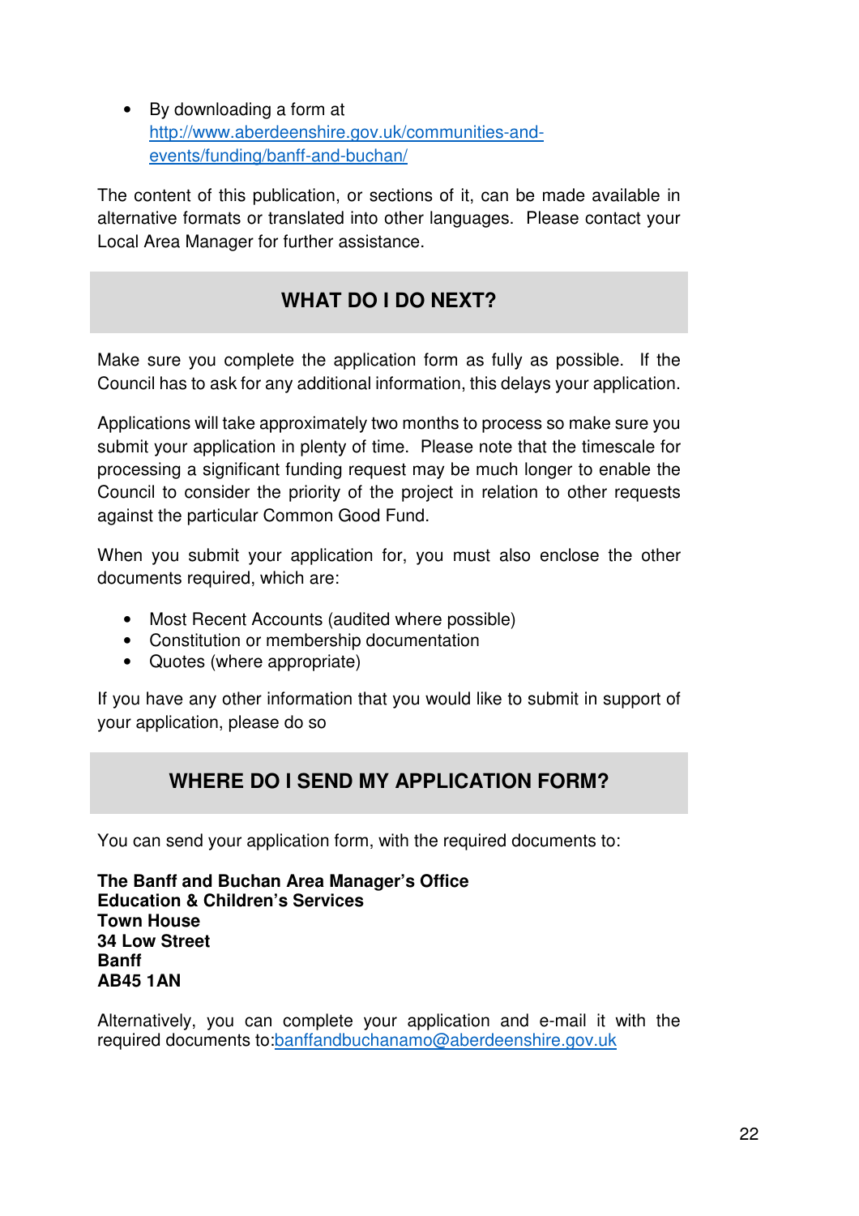- By downloading a form at http://www.aberdeenshire.gov.uk/communities-and-events/funding/banff-and-buchan/

The content of this publication, or sections of it, can be made available in alternative formats or translated into other languages. Please contact your Local Area Manager for further assistance.

## WHAT DO I DO NEXT?

Make sure you complete the application form as fully as possible. If the Council has to ask for any additional information, this delays your application.

Applications will take approximately two months to process so make sure you submit your application in plenty of time. Please note that the timescale for processing a significant funding request may be much longer to enable the Council to consider the priority of the project in relation to other requests against the particular Common Good Fund.

When you submit your application for, you must also enclose the other documents required, which are:

- Most Recent Accounts (audited where possible)
- Constitution or membership documentation
- Quotes (where appropriate)

If you have any other information that you would like to submit in support of your application, please do so

## WHERE DO I SEND MY APPLICATION FORM?

You can send your application form, with the required documents to:

**The Banff and Buchan Area Manager's Office**
**Education & Children's Services**
**Town House**
**34 Low Street**
**Banff**
**AB45 1AN**

Alternatively, you can complete your application and e-mail it with the required documents to:banffandbuchanamo@aberdeenshire.gov.uk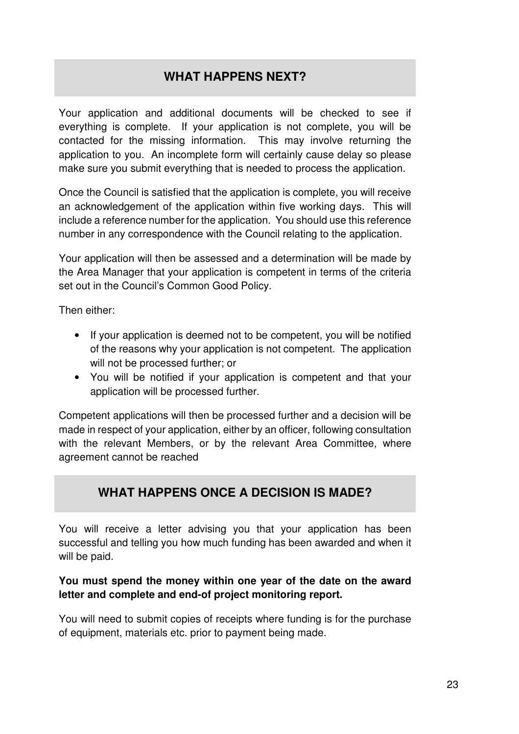## WHAT HAPPENS NEXT?

Your application and additional documents will be checked to see if everything is complete. If your application is not complete, you will be contacted for the missing information. This may involve returning the application to you. An incomplete form will certainly cause delay so please make sure you submit everything that is needed to process the application.

Once the Council is satisfied that the application is complete, you will receive an acknowledgement of the application within five working days. This will include a reference number for the application. You should use this reference number in any correspondence with the Council relating to the application.

Your application will then be assessed and a determination will be made by the Area Manager that your application is competent in terms of the criteria set out in the Council's Common Good Policy.

Then either:

- If your application is deemed not to be competent, you will be notified of the reasons why your application is not competent. The application will not be processed further; or
- You will be notified if your application is competent and that your application will be processed further.

Competent applications will then be processed further and a decision will be made in respect of your application, either by an officer, following consultation with the relevant Members, or by the relevant Area Committee, where agreement cannot be reached

## WHAT HAPPENS ONCE A DECISION IS MADE?

You will receive a letter advising you that your application has been successful and telling you how much funding has been awarded and when it will be paid.

**You must spend the money within one year of the date on the award letter and complete and end-of project monitoring report.**

You will need to submit copies of receipts where funding is for the purchase of equipment, materials etc. prior to payment being made.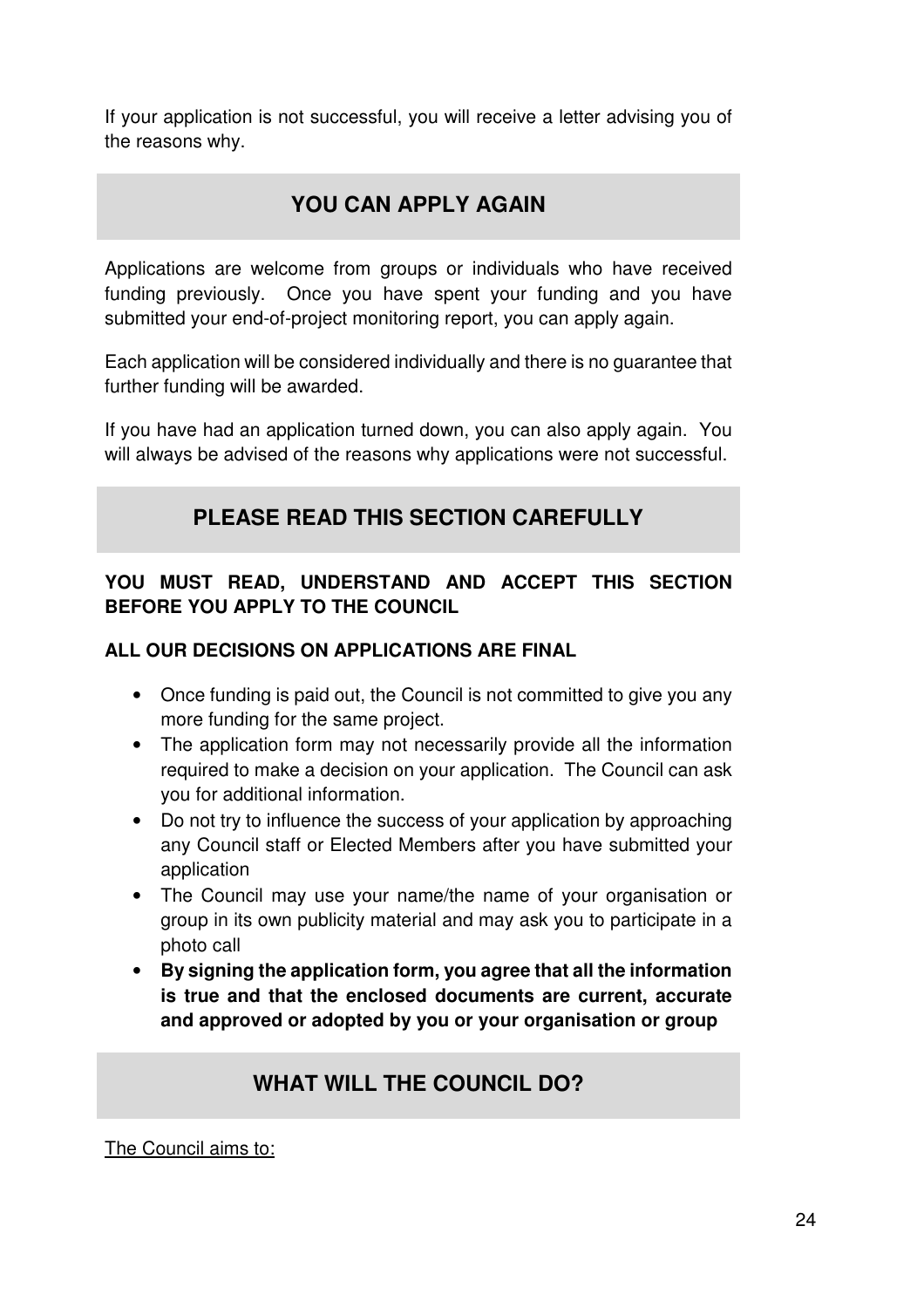If your application is not successful, you will receive a letter advising you of the reasons why.

## YOU CAN APPLY AGAIN

Applications are welcome from groups or individuals who have received funding previously. Once you have spent your funding and you have submitted your end-of-project monitoring report, you can apply again.

Each application will be considered individually and there is no guarantee that further funding will be awarded.

If you have had an application turned down, you can also apply again. You will always be advised of the reasons why applications were not successful.

## PLEASE READ THIS SECTION CAREFULLY

**YOU MUST READ, UNDERSTAND AND ACCEPT THIS SECTION BEFORE YOU APPLY TO THE COUNCIL**

**ALL OUR DECISIONS ON APPLICATIONS ARE FINAL**

- Once funding is paid out, the Council is not committed to give you any more funding for the same project.
- The application form may not necessarily provide all the information required to make a decision on your application. The Council can ask you for additional information.
- Do not try to influence the success of your application by approaching any Council staff or Elected Members after you have submitted your application
- The Council may use your name/the name of your organisation or group in its own publicity material and may ask you to participate in a photo call
- **By signing the application form, you agree that all the information is true and that the enclosed documents are current, accurate and approved or adopted by you or your organisation or group**

## WHAT WILL THE COUNCIL DO?

<u>The Council aims to:</u>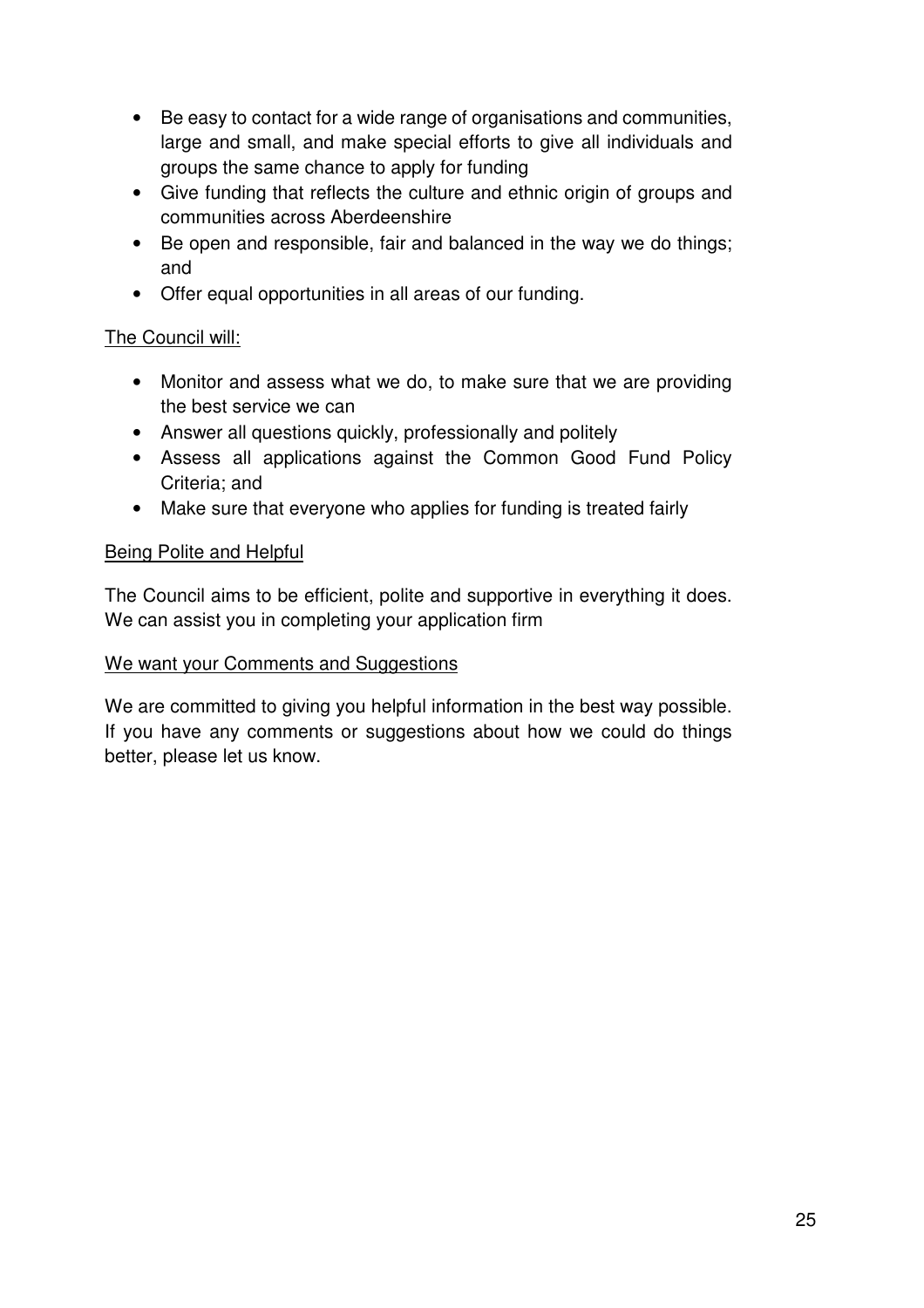- Be easy to contact for a wide range of organisations and communities, large and small, and make special efforts to give all individuals and groups the same chance to apply for funding
- Give funding that reflects the culture and ethnic origin of groups and communities across Aberdeenshire
- Be open and responsible, fair and balanced in the way we do things; and
- Offer equal opportunities in all areas of our funding.

<u>The Council will:</u>

- Monitor and assess what we do, to make sure that we are providing the best service we can
- Answer all questions quickly, professionally and politely
- Assess all applications against the Common Good Fund Policy Criteria; and
- Make sure that everyone who applies for funding is treated fairly

<u>Being Polite and Helpful</u>

The Council aims to be efficient, polite and supportive in everything it does. We can assist you in completing your application firm

<u>We want your Comments and Suggestions</u>

We are committed to giving you helpful information in the best way possible. If you have any comments or suggestions about how we could do things better, please let us know.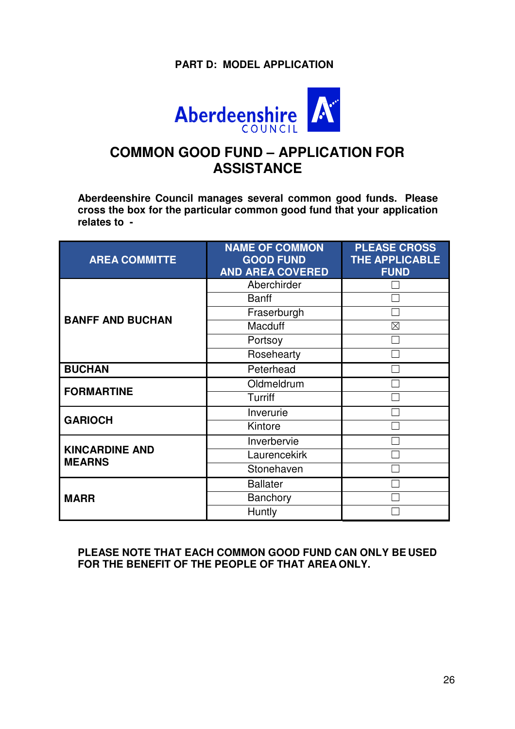**PART D: MODEL APPLICATION**

Aberdeenshire COUNCIL

# COMMON GOOD FUND – APPLICATION FOR ASSISTANCE

**Aberdeenshire Council manages several common good funds. Please cross the box for the particular common good fund that your application relates to -**

| AREA COMMITTE | NAME OF COMMON GOOD FUND AND AREA COVERED | PLEASE CROSS THE APPLICABLE FUND |
|---|---|---|
| **BANFF AND BUCHAN** | Aberchirder | ☐ |
| | Banff | ☐ |
| | Fraserburgh | ☐ |
| | Macduff | ☒ |
| | Portsoy | ☐ |
| | Rosehearty | ☐ |
| **BUCHAN** | Peterhead | ☐ |
| **FORMARTINE** | Oldmeldrum | ☐ |
| | Turriff | ☐ |
| **GARIOCH** | Inverurie | ☐ |
| | Kintore | ☐ |
| **KINCARDINE AND MEARNS** | Inverbervie | ☐ |
| | Laurencekirk | ☐ |
| | Stonehaven | ☐ |
| **MARR** | Ballater | ☐ |
| | Banchory | ☐ |
| | Huntly | ☐ |

**PLEASE NOTE THAT EACH COMMON GOOD FUND CAN ONLY BE USED FOR THE BENEFIT OF THE PEOPLE OF THAT AREA ONLY.**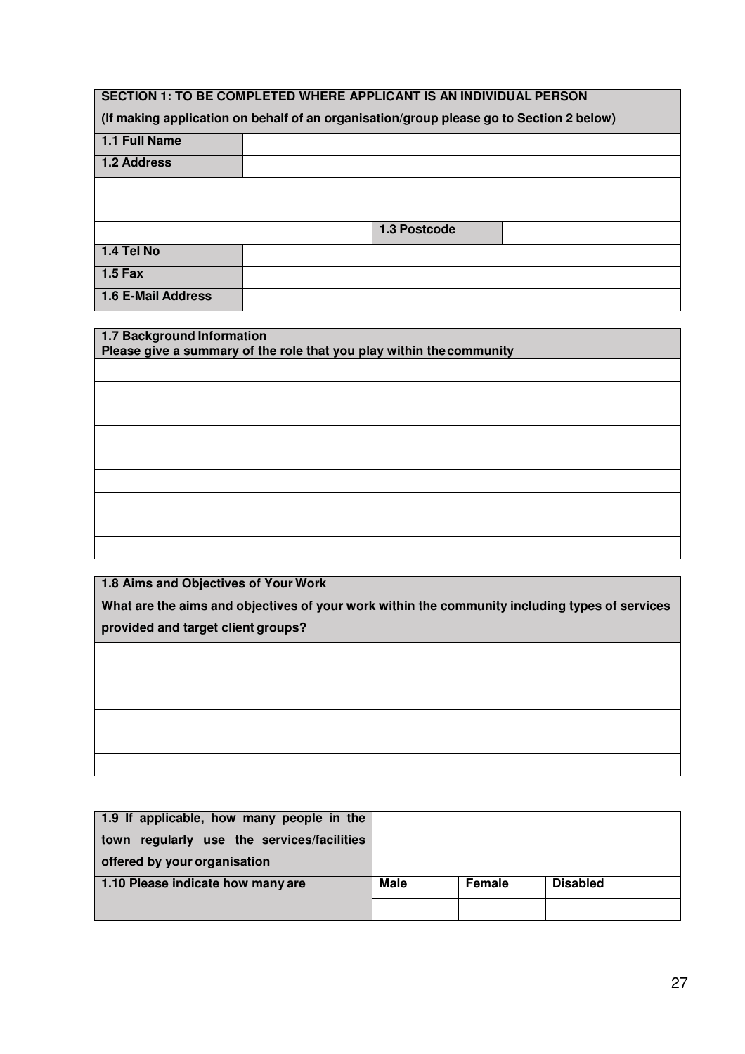| **SECTION 1: TO BE COMPLETED WHERE APPLICANT IS AN INDIVIDUAL PERSON** | | | |
|---|---|---|---|
| **(If making application on behalf of an organisation/group please go to Section 2 below)** | | | |
| **1.1 Full Name** | | | |
| **1.2 Address** | | | |
| | | | |
| | | | |
| | | **1.3 Postcode** | |
| **1.4 Tel No** | | | |
| **1.5 Fax** | | | |
| **1.6 E-Mail Address** | | | |

| **1.7 Background Information** |
|---|
| **Please give a summary of the role that you play within the community** |
| |
| |
| |
| |
| |
| |
| |
| |
| |

| **1.8 Aims and Objectives of Your Work** |
|---|
| **What are the aims and objectives of your work within the community including types of services provided and target client groups?** |
| |
| |
| |
| |
| |
| |

| **1.9 If applicable, how many people in the town regularly use the services/facilities offered by your organisation** | | | |
|---|---|---|---|
| **1.10 Please indicate how many are** | **Male** | **Female** | **Disabled** |
| | | | |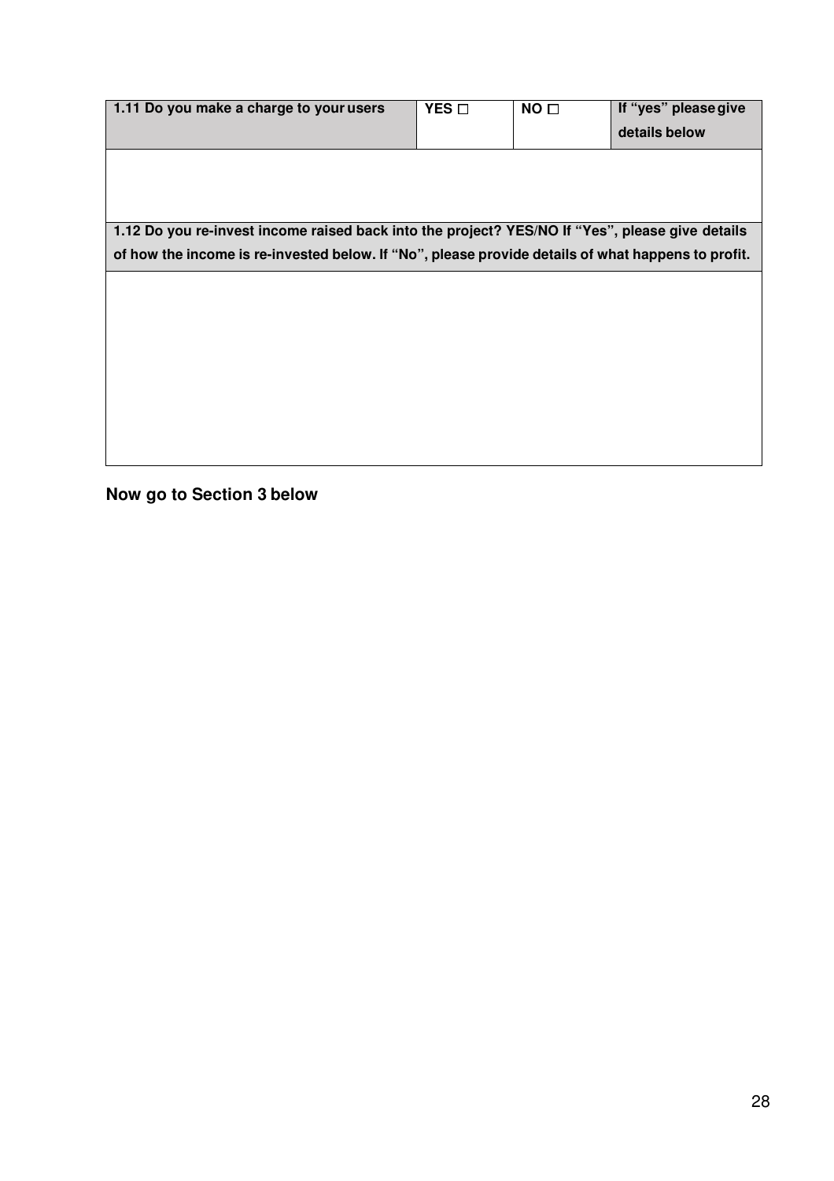| 1.11 Do you make a charge to your users | YES ☐ | NO ☐ | If "yes" please give details below |
|---|---|---|---|
| | | | |
| **1.12 Do you re-invest income raised back into the project? YES/NO If "Yes", please give details of how the income is re-invested below. If "No", please provide details of what happens to profit.** | | | |
| | | | |

**Now go to Section 3 below**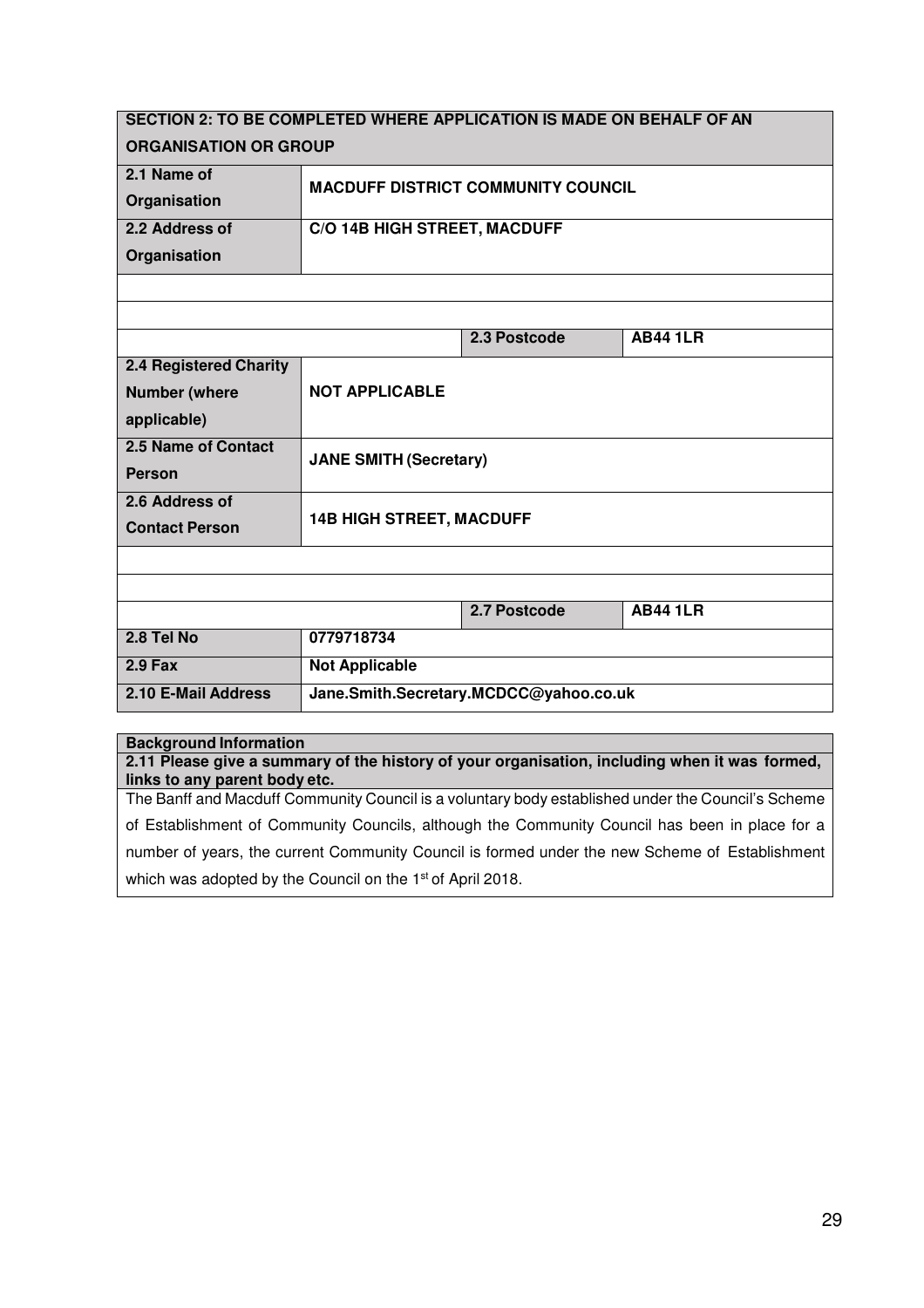| **SECTION 2: TO BE COMPLETED WHERE APPLICATION IS MADE ON BEHALF OF AN ORGANISATION OR GROUP** | | | |
|---|---|---|---|
| **2.1 Name of Organisation** | **MACDUFF DISTRICT COMMUNITY COUNCIL** | | |
| **2.2 Address of Organisation** | **C/O 14B HIGH STREET, MACDUFF** | | |
| | | | |
| | | | |
| | | **2.3 Postcode** | **AB44 1LR** |
| **2.4 Registered Charity Number (where applicable)** | **NOT APPLICABLE** | | |
| **2.5 Name of Contact Person** | **JANE SMITH (Secretary)** | | |
| **2.6 Address of Contact Person** | **14B HIGH STREET, MACDUFF** | | |
| | | | |
| | | | |
| | | **2.7 Postcode** | **AB44 1LR** |
| **2.8 Tel No** | **0779718734** | | |
| **2.9 Fax** | **Not Applicable** | | |
| **2.10 E-Mail Address** | **Jane.Smith.Secretary.MCDCC@yahoo.co.uk** | | |

| **Background Information** |
|---|
| **2.11 Please give a summary of the history of your organisation, including when it was formed, links to any parent body etc.** |
| The Banff and Macduff Community Council is a voluntary body established under the Council's Scheme of Establishment of Community Councils, although the Community Council has been in place for a number of years, the current Community Council is formed under the new Scheme of Establishment which was adopted by the Council on the 1st of April 2018. |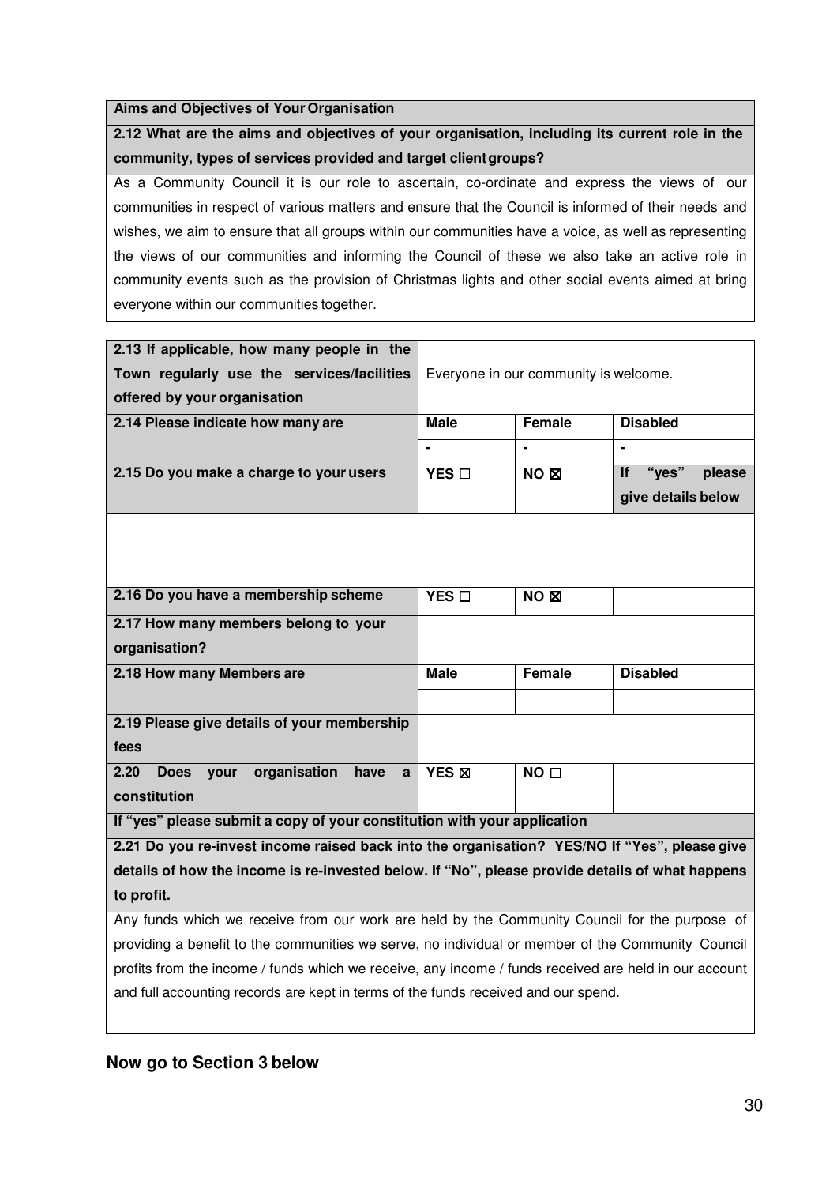| **Aims and Objectives of Your Organisation** |
|---|
| **2.12 What are the aims and objectives of your organisation, including its current role in the community, types of services provided and target client groups?** |
| As a Community Council it is our role to ascertain, co-ordinate and express the views of our communities in respect of various matters and ensure that the Council is informed of their needs and wishes, we aim to ensure that all groups within our communities have a voice, as well as representing the views of our communities and informing the Council of these we also take an active role in community events such as the provision of Christmas lights and other social events aimed at bring everyone within our communities together. |

| **2.13 If applicable, how many people in the Town regularly use the services/facilities offered by your organisation** | Everyone in our community is welcome. | | |
|---|---|---|---|
| **2.14 Please indicate how many are** | **Male** | **Female** | **Disabled** |
| | - | - | - |
| **2.15 Do you make a charge to your users** | **YES ☐** | **NO ☒** | **If "yes" please give details below** |
| | | | |
| **2.16 Do you have a membership scheme** | **YES ☐** | **NO ☒** | |
| **2.17 How many members belong to your organisation?** | | | |
| **2.18 How many Members are** | **Male** | **Female** | **Disabled** |
| | | | |
| **2.19 Please give details of your membership fees** | | | |
| **2.20 Does your organisation have a constitution** | **YES ☒** | **NO ☐** | |
| **If "yes" please submit a copy of your constitution with your application** | | | |

| **2.21 Do you re-invest income raised back into the organisation? YES/NO If "Yes", please give details of how the income is re-invested below. If "No", please provide details of what happens to profit.** |
|---|
| Any funds which we receive from our work are held by the Community Council for the purpose of providing a benefit to the communities we serve, no individual or member of the Community Council profits from the income / funds which we receive, any income / funds received are held in our account and full accounting records are kept in terms of the funds received and our spend. |

## Now go to Section 3 below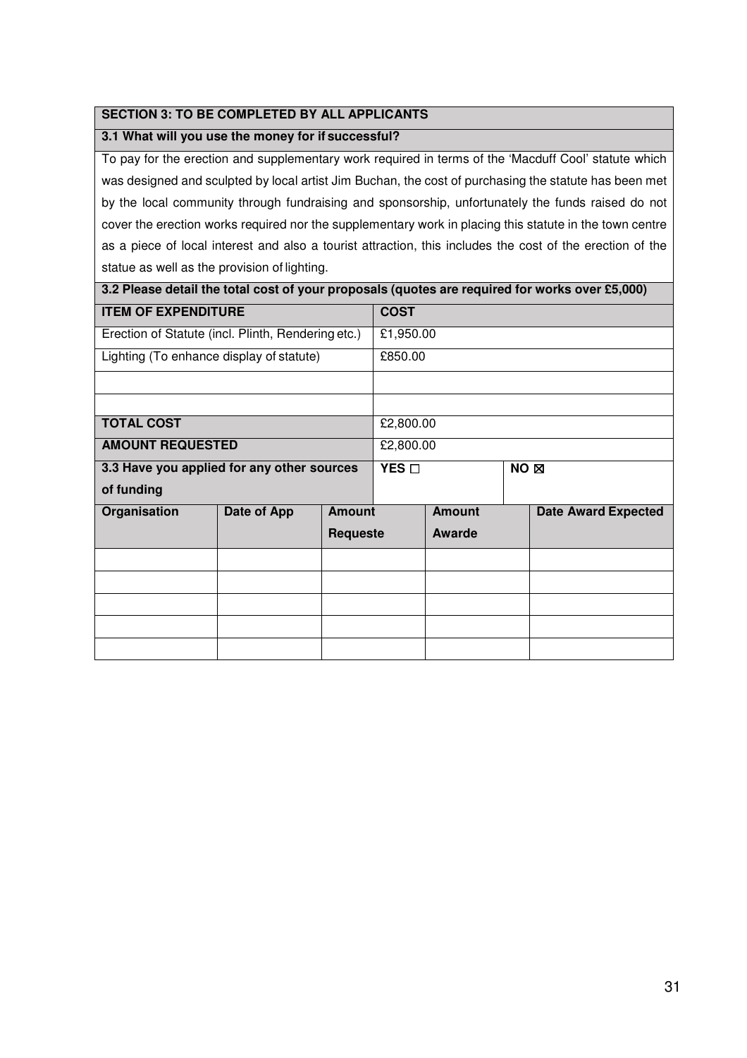## SECTION 3: TO BE COMPLETED BY ALL APPLICANTS

### 3.1 What will you use the money for if successful?

To pay for the erection and supplementary work required in terms of the 'Macduff Cool' statute which was designed and sculpted by local artist Jim Buchan, the cost of purchasing the statute has been met by the local community through fundraising and sponsorship, unfortunately the funds raised do not cover the erection works required nor the supplementary work in placing this statute in the town centre as a piece of local interest and also a tourist attraction, this includes the cost of the erection of the statue as well as the provision of lighting.

### 3.2 Please detail the total cost of your proposals (quotes are required for works over £5,000)

| ITEM OF EXPENDITURE | COST |
|---|---|
| Erection of Statute (incl. Plinth, Rendering etc.) | £1,950.00 |
| Lighting (To enhance display of statute) | £850.00 |
| | |
| | |
| **TOTAL COST** | £2,800.00 |
| **AMOUNT REQUESTED** | £2,800.00 |

### 3.3 Have you applied for any other sources of funding

**YES** ☐ **NO** ☒

| Organisation | Date of App | Amount Requeste | Amount Awarde | Date Award Expected |
|---|---|---|---|---|
| | | | | |
| | | | | |
| | | | | |
| | | | | |
| | | | | |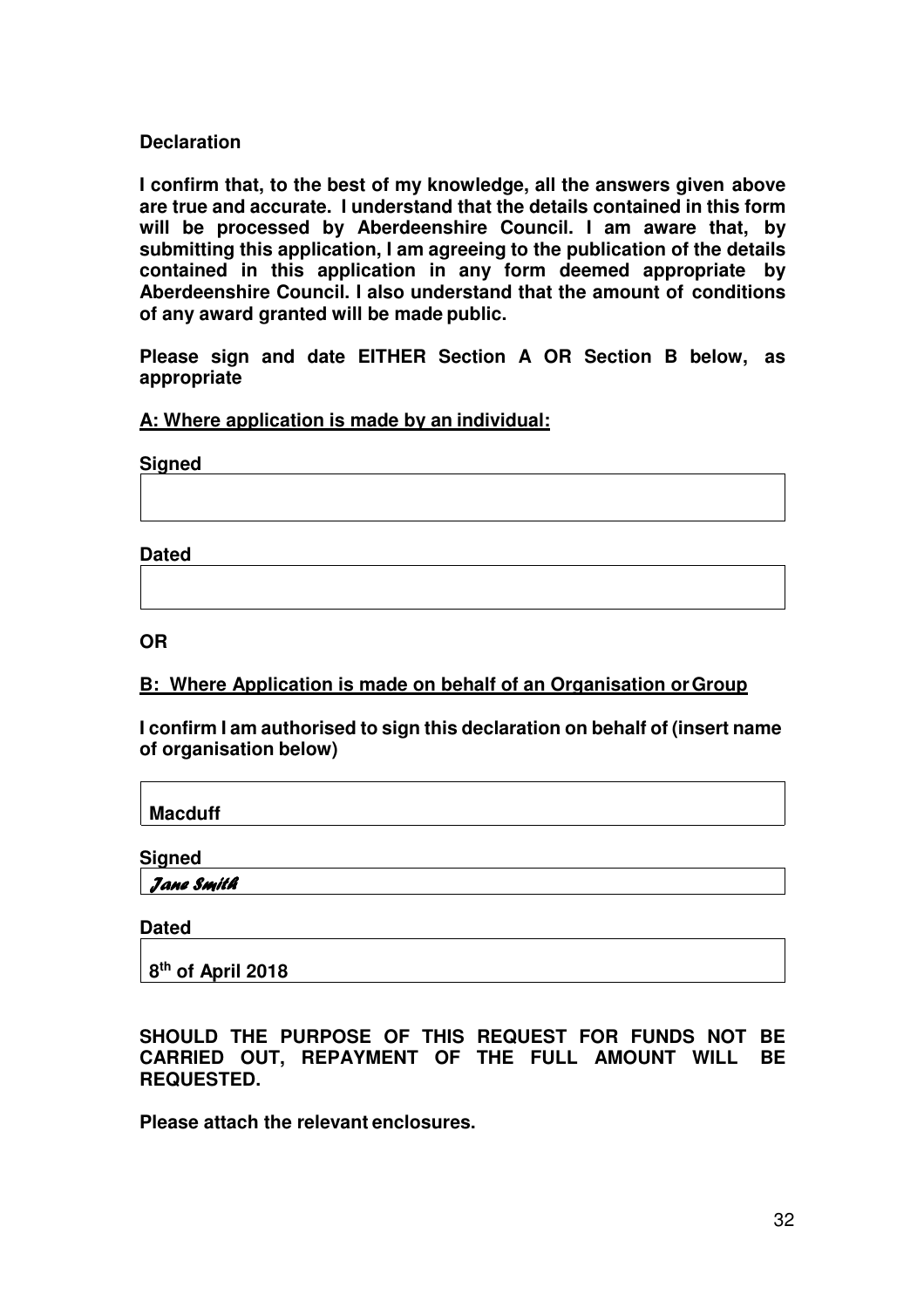**Declaration**

**I confirm that, to the best of my knowledge, all the answers given above are true and accurate. I understand that the details contained in this form will be processed by Aberdeenshire Council. I am aware that, by submitting this application, I am agreeing to the publication of the details contained in this application in any form deemed appropriate by Aberdeenshire Council. I also understand that the amount of conditions of any award granted will be made public.**

**Please sign and date EITHER Section A OR Section B below, as appropriate**

**A: Where application is made by an individual:**

**Signed**

**Dated**

**OR**

**B: Where Application is made on behalf of an Organisation or Group**

**I confirm I am authorised to sign this declaration on behalf of (insert name of organisation below)**

**Macduff**

**Signed**

*Jane Smith*

**Dated**

**8th of April 2018**

**SHOULD THE PURPOSE OF THIS REQUEST FOR FUNDS NOT BE CARRIED OUT, REPAYMENT OF THE FULL AMOUNT WILL BE REQUESTED.**

**Please attach the relevant enclosures.**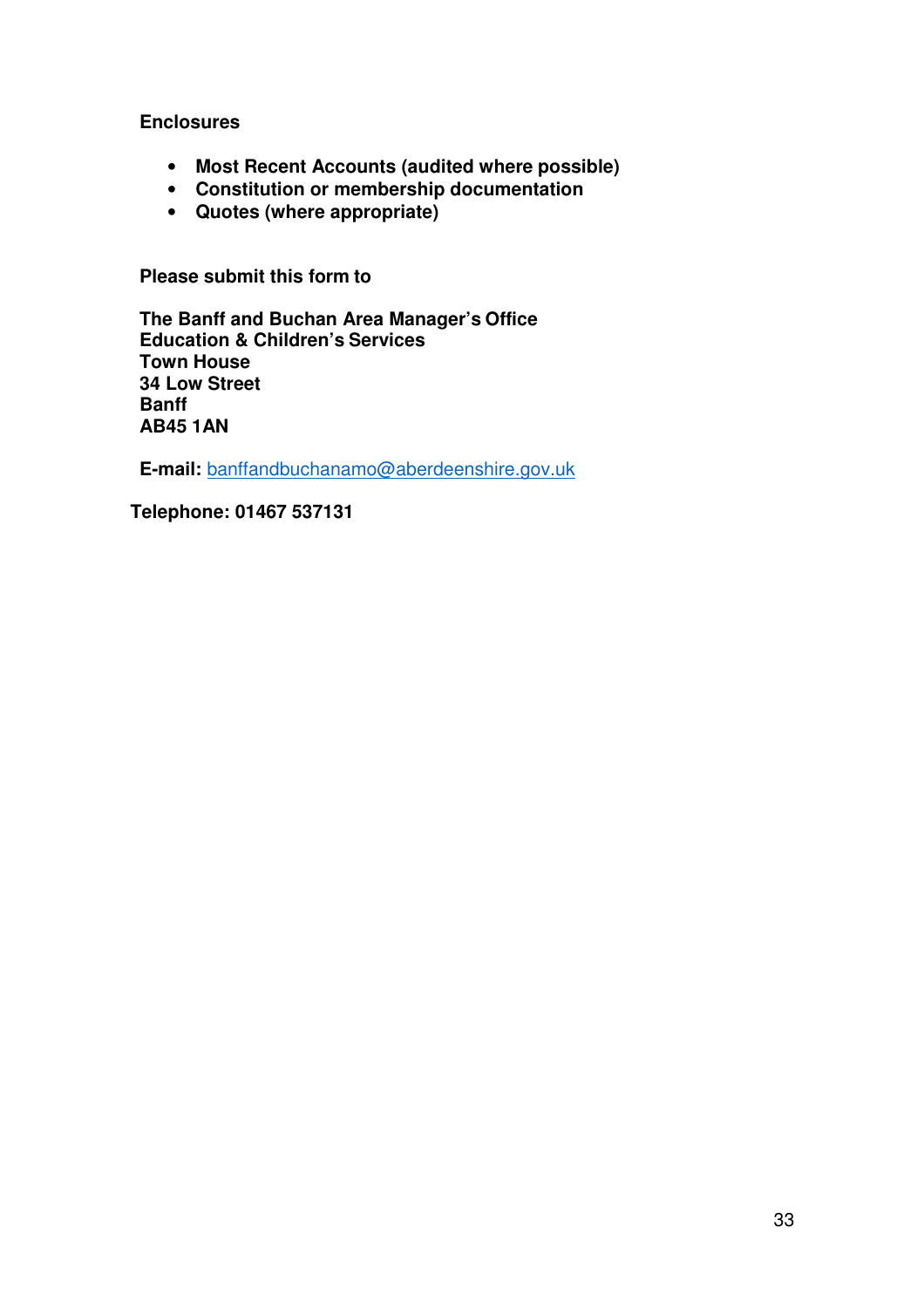**Enclosures**

- **Most Recent Accounts (audited where possible)**
- **Constitution or membership documentation**
- **Quotes (where appropriate)**

**Please submit this form to**

**The Banff and Buchan Area Manager's Office**
**Education & Children's Services**
**Town House**
**34 Low Street**
**Banff**
**AB45 1AN**

**E-mail:** banffandbuchanamo@aberdeenshire.gov.uk

**Telephone: 01467 537131**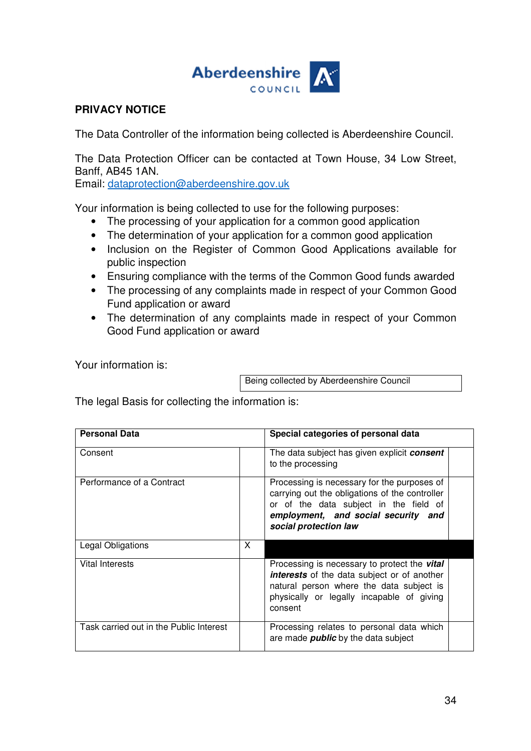Aberdeenshire COUNCIL

**PRIVACY NOTICE**

The Data Controller of the information being collected is Aberdeenshire Council.

The Data Protection Officer can be contacted at Town House, 34 Low Street, Banff, AB45 1AN.
Email: dataprotection@aberdeenshire.gov.uk

Your information is being collected to use for the following purposes:

- The processing of your application for a common good application
- The determination of your application for a common good application
- Inclusion on the Register of Common Good Applications available for public inspection
- Ensuring compliance with the terms of the Common Good funds awarded
- The processing of any complaints made in respect of your Common Good Fund application or award
- The determination of any complaints made in respect of your Common Good Fund application or award

Your information is:

| Being collected by Aberdeenshire Council |
|---|

The legal Basis for collecting the information is:

| **Personal Data** | | **Special categories of personal data** | |
|---|---|---|---|
| Consent | | The data subject has given explicit ***consent*** to the processing | |
| Performance of a Contract | | Processing is necessary for the purposes of carrying out the obligations of the controller or of the data subject in the field of ***employment, and social security and social protection law*** | |
| Legal Obligations | X | | |
| Vital Interests | | Processing is necessary to protect the ***vital interests*** of the data subject or of another natural person where the data subject is physically or legally incapable of giving consent | |
| Task carried out in the Public Interest | | Processing relates to personal data which are made ***public*** by the data subject | |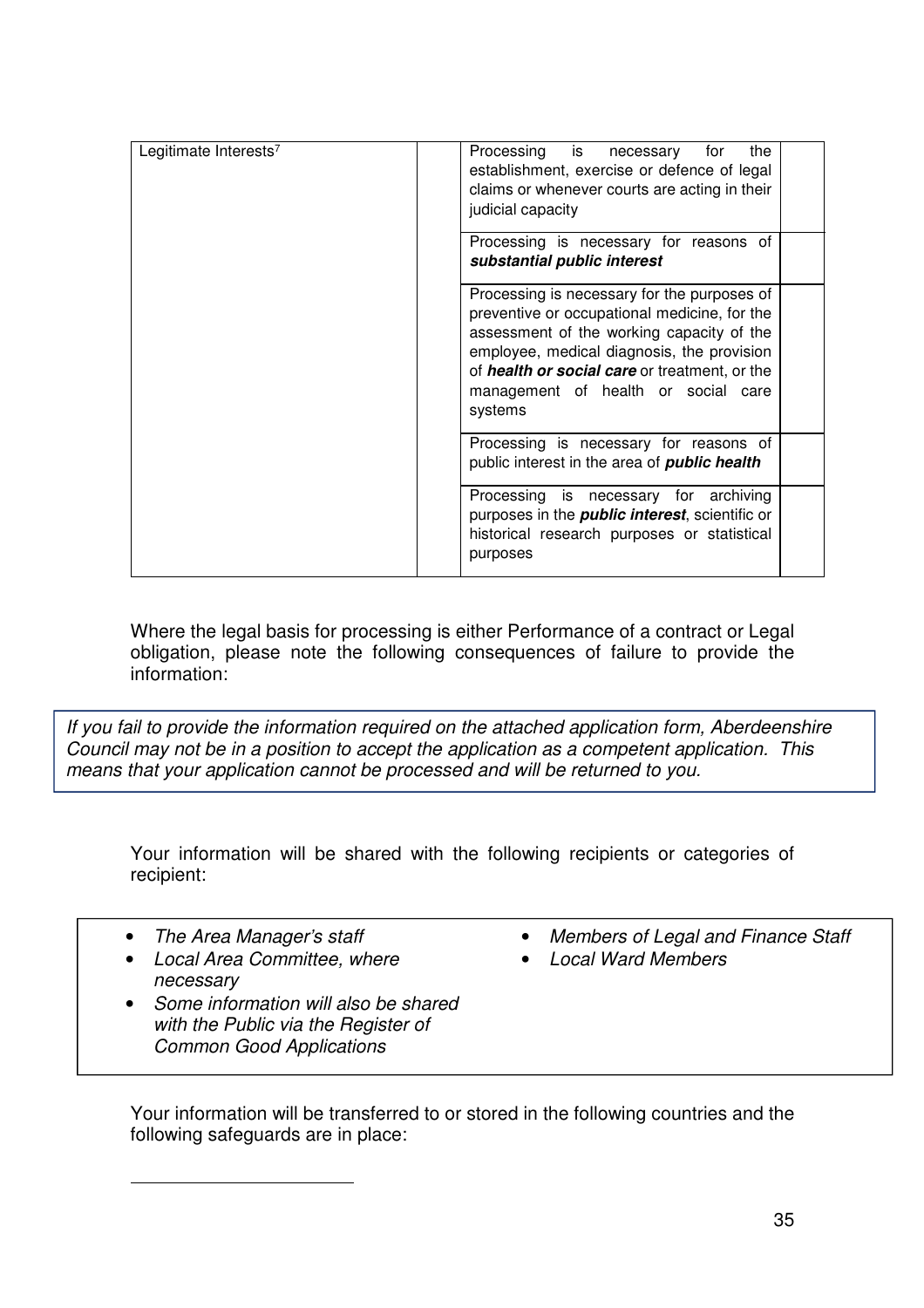| | | | |
|---|---|---|---|
| Legitimate Interests[7] | | Processing is necessary for the establishment, exercise or defence of legal claims or whenever courts are acting in their judicial capacity | |
| | | Processing is necessary for reasons of ***substantial public interest*** | |
| | | Processing is necessary for the purposes of preventive or occupational medicine, for the assessment of the working capacity of the employee, medical diagnosis, the provision of ***health or social care*** or treatment, or the management of health or social care systems | |
| | | Processing is necessary for reasons of public interest in the area of ***public health*** | |
| | | Processing is necessary for archiving purposes in the ***public interest***, scientific or historical research purposes or statistical purposes | |

Where the legal basis for processing is either Performance of a contract or Legal obligation, please note the following consequences of failure to provide the information:

*If you fail to provide the information required on the attached application form, Aberdeenshire Council may not be in a position to accept the application as a competent application. This means that your application cannot be processed and will be returned to you.*

Your information will be shared with the following recipients or categories of recipient:

- *The Area Manager's staff*
- *Local Area Committee, where necessary*
- *Some information will also be shared with the Public via the Register of Common Good Applications*
- *Members of Legal and Finance Staff*
- *Local Ward Members*

Your information will be transferred to or stored in the following countries and the following safeguards are in place: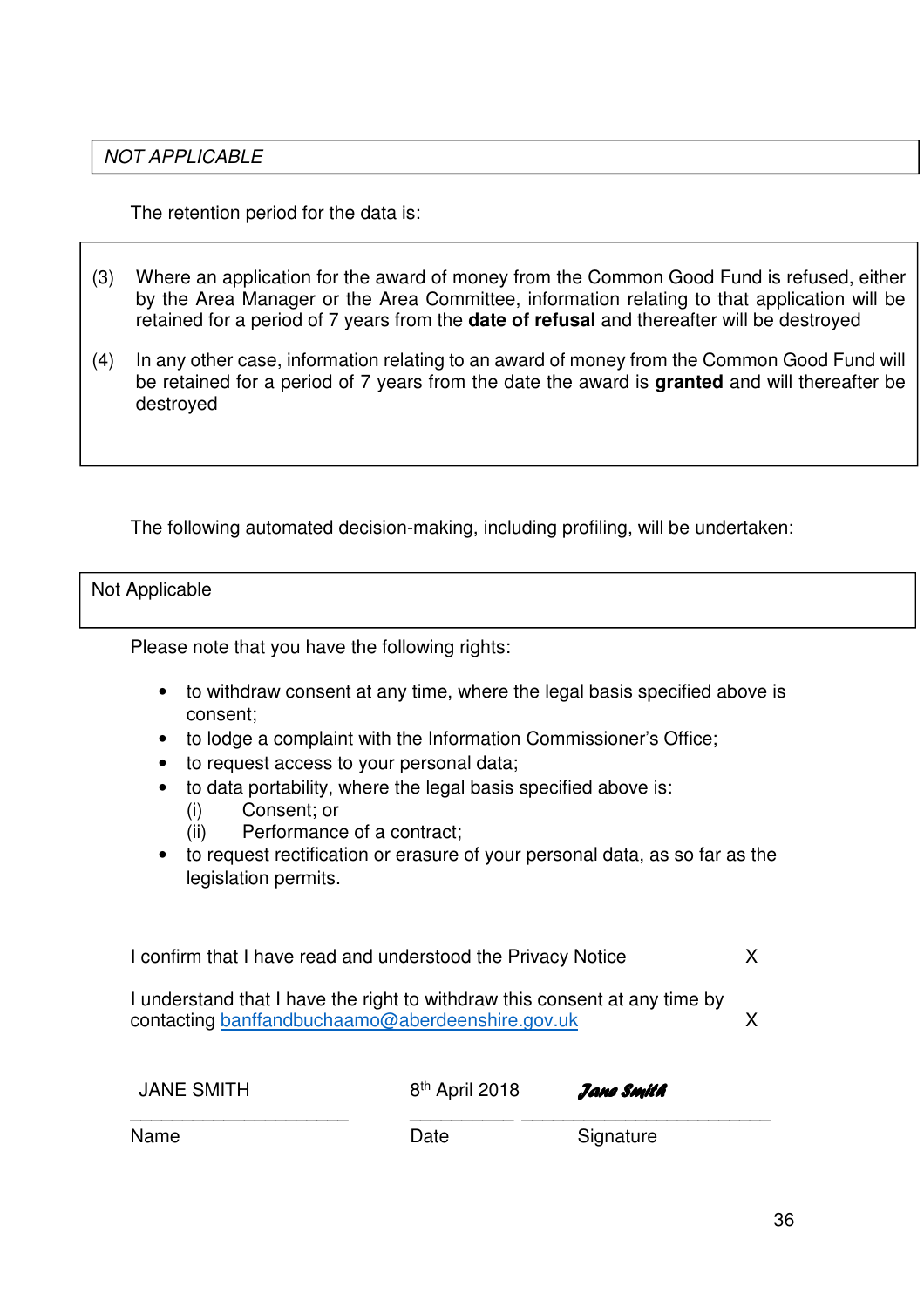*NOT APPLICABLE*

The retention period for the data is:

(3) Where an application for the award of money from the Common Good Fund is refused, either by the Area Manager or the Area Committee, information relating to that application will be retained for a period of 7 years from the **date of refusal** and thereafter will be destroyed

(4) In any other case, information relating to an award of money from the Common Good Fund will be retained for a period of 7 years from the date the award is **granted** and will thereafter be destroyed

The following automated decision-making, including profiling, will be undertaken:

Not Applicable

Please note that you have the following rights:

- to withdraw consent at any time, where the legal basis specified above is consent;
- to lodge a complaint with the Information Commissioner's Office;
- to request access to your personal data;
- to data portability, where the legal basis specified above is:
  - (i) Consent; or
  - (ii) Performance of a contract;
- to request rectification or erasure of your personal data, as so far as the legislation permits.

I confirm that I have read and understood the Privacy Notice X

I understand that I have the right to withdraw this consent at any time by contacting banffandbuchaamo@aberdeenshire.gov.uk X

| JANE SMITH | 8th April 2018 | *Jane Smith* |
|---|---|---|
| Name | Date | Signature |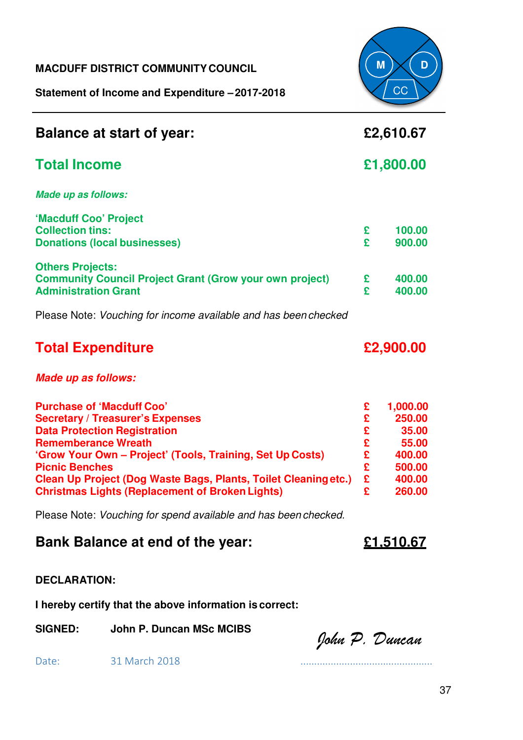**MACDUFF DISTRICT COMMUNITY COUNCIL**

**Statement of Income and Expenditure – 2017-2018**

## Balance at start of year: £2,610.67

## Total Income £1,800.00

***Made up as follows:***

**'Macduff Coo' Project**

| | |
|---|---|
| **Collection tins:** | **£ 100.00** |
| **Donations (local businesses)** | **£ 900.00** |

**Others Projects:**

| | |
|---|---|
| **Community Council Project Grant (Grow your own project)** | **£ 400.00** |
| **Administration Grant** | **£ 400.00** |

Please Note: *Vouching for income available and has been checked*

## Total Expenditure £2,900.00

***Made up as follows:***

| | |
|---|---|
| **Purchase of 'Macduff Coo'** | **£ 1,000.00** |
| **Secretary / Treasurer's Expenses** | **£ 250.00** |
| **Data Protection Registration** | **£ 35.00** |
| **Rememberance Wreath** | **£ 55.00** |
| **'Grow Your Own – Project' (Tools, Training, Set Up Costs)** | **£ 400.00** |
| **Picnic Benches** | **£ 500.00** |
| **Clean Up Project (Dog Waste Bags, Plants, Toilet Cleaning etc.)** | **£ 400.00** |
| **Christmas Lights (Replacement of Broken Lights)** | **£ 260.00** |

Please Note: *Vouching for spend available and has been checked.*

## Bank Balance at end of the year: £1,510.67

**DECLARATION:**

**I hereby certify that the above information is correct:**

**SIGNED:** **John P. Duncan MSc MCIBS** *John P. Duncan*

Date: 31 March 2018 ................................................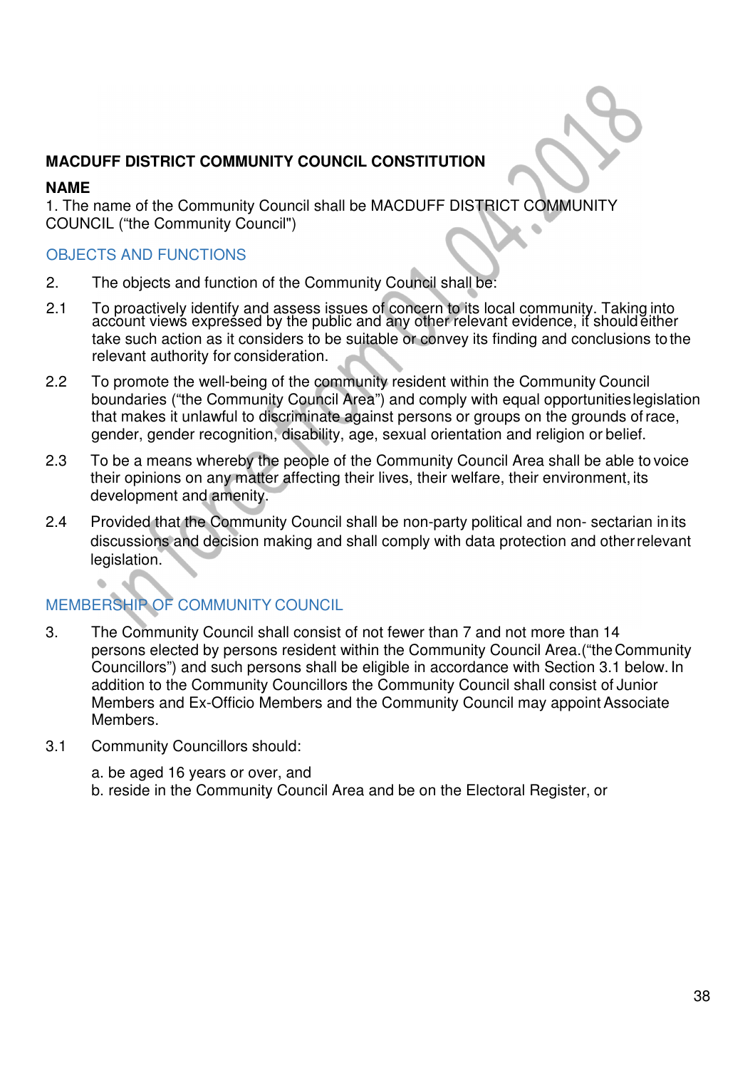# MACDUFF DISTRICT COMMUNITY COUNCIL CONSTITUTION

## NAME

1. The name of the Community Council shall be MACDUFF DISTRICT COMMUNITY COUNCIL ("the Community Council")

## OBJECTS AND FUNCTIONS

2. The objects and function of the Community Council shall be:

2.1 To proactively identify and assess issues of concern to its local community. Taking into account views expressed by the public and any other relevant evidence, it should either take such action as it considers to be suitable or convey its finding and conclusions to the relevant authority for consideration.

2.2 To promote the well-being of the community resident within the Community Council boundaries ("the Community Council Area") and comply with equal opportunities legislation that makes it unlawful to discriminate against persons or groups on the grounds of race, gender, gender recognition, disability, age, sexual orientation and religion or belief.

2.3 To be a means whereby the people of the Community Council Area shall be able to voice their opinions on any matter affecting their lives, their welfare, their environment, its development and amenity.

2.4 Provided that the Community Council shall be non-party political and non- sectarian in its discussions and decision making and shall comply with data protection and other relevant legislation.

## MEMBERSHIP OF COMMUNITY COUNCIL

3. The Community Council shall consist of not fewer than 7 and not more than 14 persons elected by persons resident within the Community Council Area.("the Community Councillors") and such persons shall be eligible in accordance with Section 3.1 below. In addition to the Community Councillors the Community Council shall consist of Junior Members and Ex-Officio Members and the Community Council may appoint Associate Members.

3.1 Community Councillors should:

a. be aged 16 years or over, and
b. reside in the Community Council Area and be on the Electoral Register, or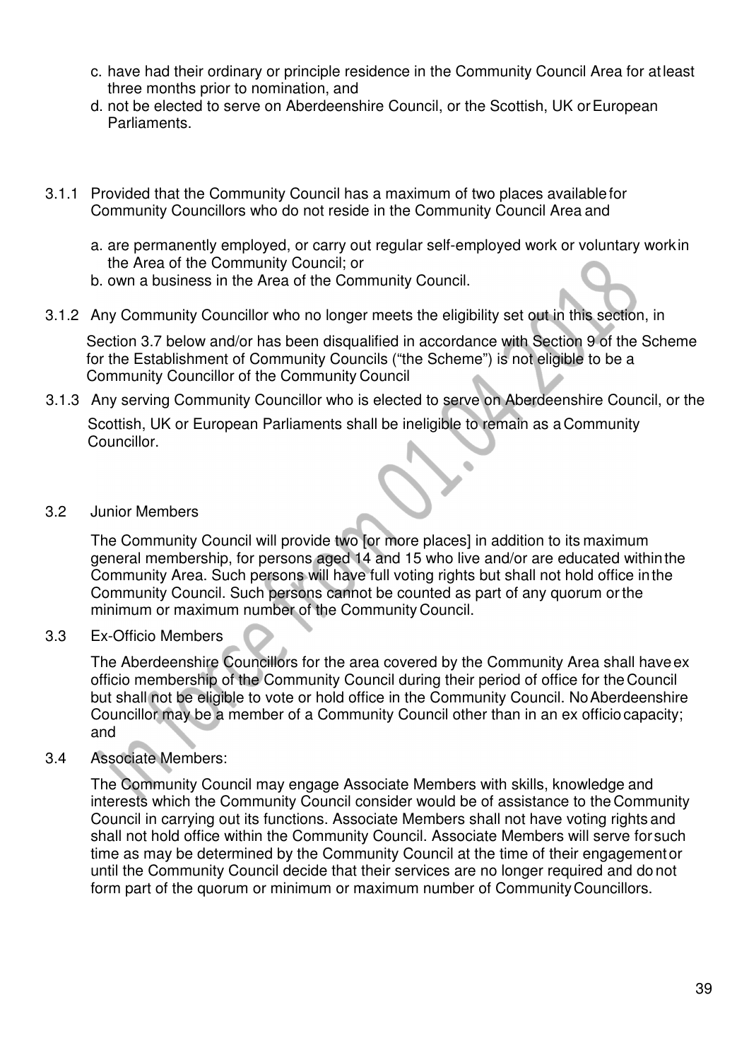c. have had their ordinary or principle residence in the Community Council Area for at least three months prior to nomination, and
d. not be elected to serve on Aberdeenshire Council, or the Scottish, UK or European Parliaments.

3.1.1 Provided that the Community Council has a maximum of two places available for Community Councillors who do not reside in the Community Council Area and

a. are permanently employed, or carry out regular self-employed work or voluntary work in the Area of the Community Council; or
b. own a business in the Area of the Community Council.

3.1.2 Any Community Councillor who no longer meets the eligibility set out in this section, in Section 3.7 below and/or has been disqualified in accordance with Section 9 of the Scheme for the Establishment of Community Councils ("the Scheme") is not eligible to be a Community Councillor of the Community Council

3.1.3 Any serving Community Councillor who is elected to serve on Aberdeenshire Council, or the Scottish, UK or European Parliaments shall be ineligible to remain as a Community Councillor.

3.2 Junior Members

The Community Council will provide two [or more places] in addition to its maximum general membership, for persons aged 14 and 15 who live and/or are educated within the Community Area. Such persons will have full voting rights but shall not hold office in the Community Council. Such persons cannot be counted as part of any quorum or the minimum or maximum number of the Community Council.

3.3 Ex-Officio Members

The Aberdeenshire Councillors for the area covered by the Community Area shall have ex officio membership of the Community Council during their period of office for the Council but shall not be eligible to vote or hold office in the Community Council. No Aberdeenshire Councillor may be a member of a Community Council other than in an ex officio capacity; and

3.4 Associate Members:

The Community Council may engage Associate Members with skills, knowledge and interests which the Community Council consider would be of assistance to the Community Council in carrying out its functions. Associate Members shall not have voting rights and shall not hold office within the Community Council. Associate Members will serve for such time as may be determined by the Community Council at the time of their engagement or until the Community Council decide that their services are no longer required and do not form part of the quorum or minimum or maximum number of Community Councillors.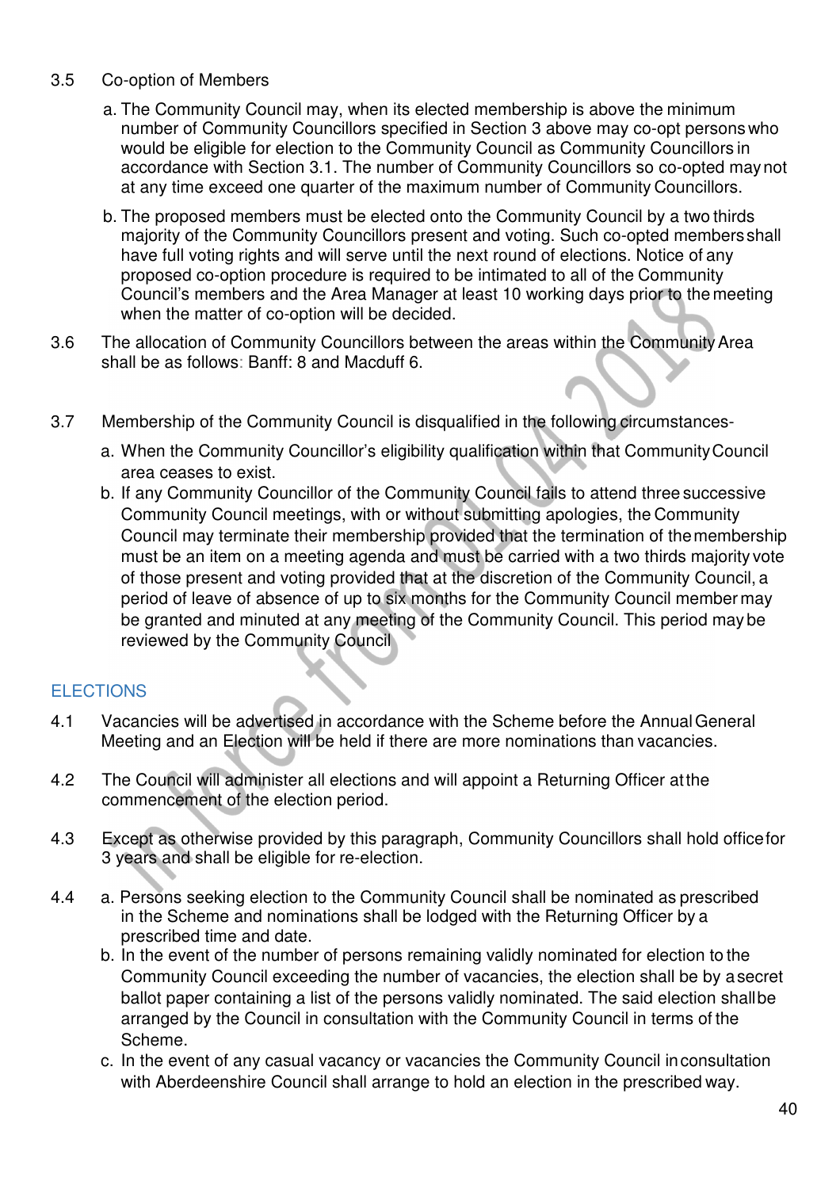3.5 Co-option of Members

a. The Community Council may, when its elected membership is above the minimum number of Community Councillors specified in Section 3 above may co-opt persons who would be eligible for election to the Community Council as Community Councillors in accordance with Section 3.1. The number of Community Councillors so co-opted may not at any time exceed one quarter of the maximum number of Community Councillors.

b. The proposed members must be elected onto the Community Council by a two thirds majority of the Community Councillors present and voting. Such co-opted members shall have full voting rights and will serve until the next round of elections. Notice of any proposed co-option procedure is required to be intimated to all of the Community Council's members and the Area Manager at least 10 working days prior to the meeting when the matter of co-option will be decided.

3.6 The allocation of Community Councillors between the areas within the Community Area shall be as follows: Banff: 8 and Macduff 6.

3.7 Membership of the Community Council is disqualified in the following circumstances-

a. When the Community Councillor's eligibility qualification within that Community Council area ceases to exist.

b. If any Community Councillor of the Community Council fails to attend three successive Community Council meetings, with or without submitting apologies, the Community Council may terminate their membership provided that the termination of the membership must be an item on a meeting agenda and must be carried with a two thirds majority vote of those present and voting provided that at the discretion of the Community Council, a period of leave of absence of up to six months for the Community Council member may be granted and minuted at any meeting of the Community Council. This period may be reviewed by the Community Council

## ELECTIONS

4.1 Vacancies will be advertised in accordance with the Scheme before the Annual General Meeting and an Election will be held if there are more nominations than vacancies.

4.2 The Council will administer all elections and will appoint a Returning Officer at the commencement of the election period.

4.3 Except as otherwise provided by this paragraph, Community Councillors shall hold office for 3 years and shall be eligible for re-election.

4.4 a. Persons seeking election to the Community Council shall be nominated as prescribed in the Scheme and nominations shall be lodged with the Returning Officer by a prescribed time and date.

b. In the event of the number of persons remaining validly nominated for election to the Community Council exceeding the number of vacancies, the election shall be by a secret ballot paper containing a list of the persons validly nominated. The said election shall be arranged by the Council in consultation with the Community Council in terms of the Scheme.

c. In the event of any casual vacancy or vacancies the Community Council in consultation with Aberdeenshire Council shall arrange to hold an election in the prescribed way.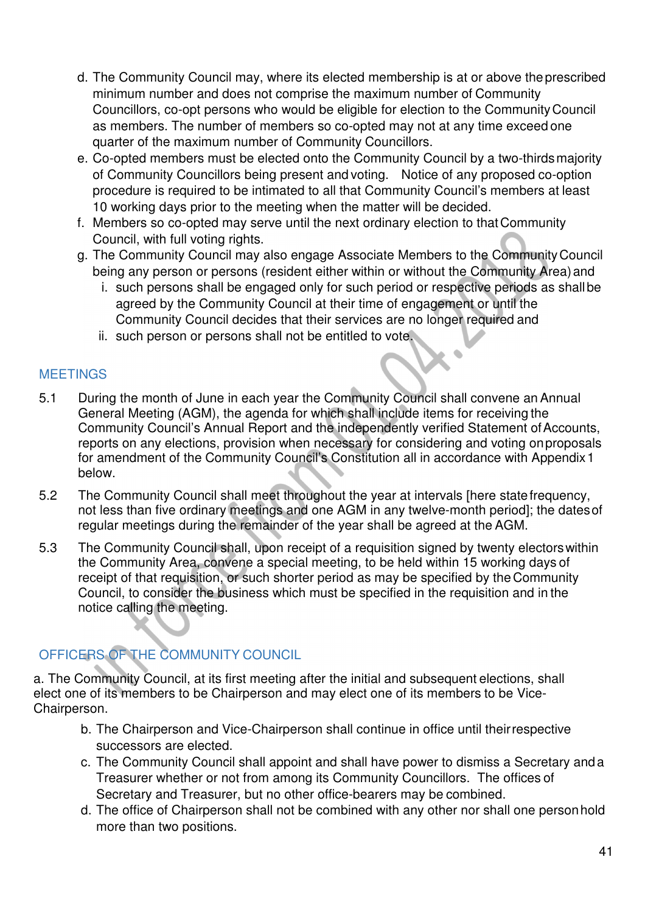d. The Community Council may, where its elected membership is at or above the prescribed minimum number and does not comprise the maximum number of Community Councillors, co-opt persons who would be eligible for election to the Community Council as members. The number of members so co-opted may not at any time exceed one quarter of the maximum number of Community Councillors.

e. Co-opted members must be elected onto the Community Council by a two-thirds majority of Community Councillors being present and voting. Notice of any proposed co-option procedure is required to be intimated to all that Community Council's members at least 10 working days prior to the meeting when the matter will be decided.

f. Members so co-opted may serve until the next ordinary election to that Community Council, with full voting rights.

g. The Community Council may also engage Associate Members to the Community Council being any person or persons (resident either within or without the Community Area) and
   - i. such persons shall be engaged only for such period or respective periods as shall be agreed by the Community Council at their time of engagement or until the Community Council decides that their services are no longer required and
   - ii. such person or persons shall not be entitled to vote.

## MEETINGS

5.1 During the month of June in each year the Community Council shall convene an Annual General Meeting (AGM), the agenda for which shall include items for receiving the Community Council's Annual Report and the independently verified Statement of Accounts, reports on any elections, provision when necessary for considering and voting on proposals for amendment of the Community Council's Constitution all in accordance with Appendix 1 below.

5.2 The Community Council shall meet throughout the year at intervals [here state frequency, not less than five ordinary meetings and one AGM in any twelve-month period]; the dates of regular meetings during the remainder of the year shall be agreed at the AGM.

5.3 The Community Council shall, upon receipt of a requisition signed by twenty electors within the Community Area, convene a special meeting, to be held within 15 working days of receipt of that requisition, or such shorter period as may be specified by the Community Council, to consider the business which must be specified in the requisition and in the notice calling the meeting.

## OFFICERS OF THE COMMUNITY COUNCIL

a. The Community Council, at its first meeting after the initial and subsequent elections, shall elect one of its members to be Chairperson and may elect one of its members to be Vice-Chairperson.

b. The Chairperson and Vice-Chairperson shall continue in office until their respective successors are elected.

c. The Community Council shall appoint and shall have power to dismiss a Secretary and a Treasurer whether or not from among its Community Councillors. The offices of Secretary and Treasurer, but no other office-bearers may be combined.

d. The office of Chairperson shall not be combined with any other nor shall one person hold more than two positions.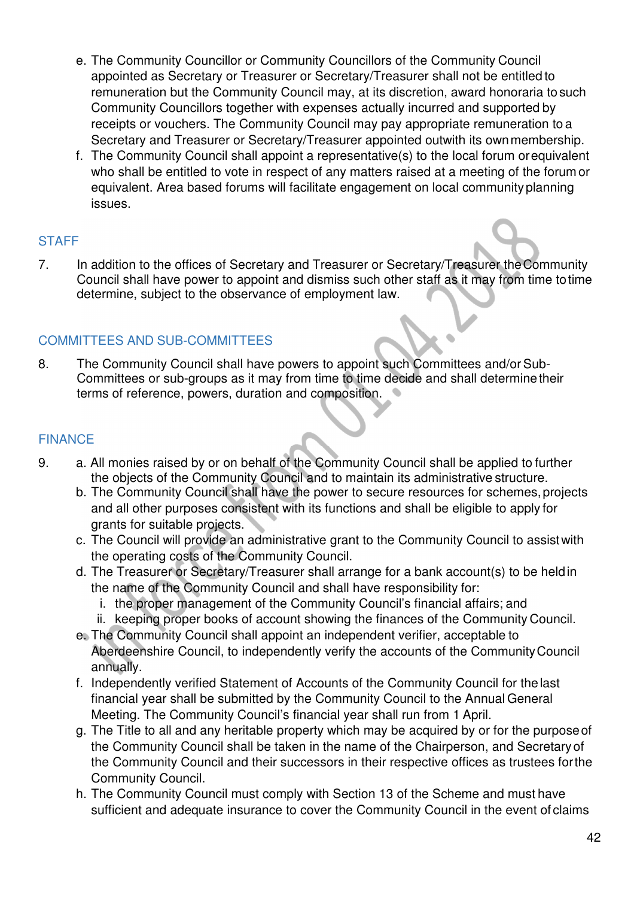e. The Community Councillor or Community Councillors of the Community Council appointed as Secretary or Treasurer or Secretary/Treasurer shall not be entitled to remuneration but the Community Council may, at its discretion, award honoraria to such Community Councillors together with expenses actually incurred and supported by receipts or vouchers. The Community Council may pay appropriate remuneration to a Secretary and Treasurer or Secretary/Treasurer appointed outwith its own membership.
f. The Community Council shall appoint a representative(s) to the local forum or equivalent who shall be entitled to vote in respect of any matters raised at a meeting of the forum or equivalent. Area based forums will facilitate engagement on local community planning issues.

## STAFF

7. In addition to the offices of Secretary and Treasurer or Secretary/Treasurer the Community Council shall have power to appoint and dismiss such other staff as it may from time to time determine, subject to the observance of employment law.

## COMMITTEES AND SUB-COMMITTEES

8. The Community Council shall have powers to appoint such Committees and/or Sub-Committees or sub-groups as it may from time to time decide and shall determine their terms of reference, powers, duration and composition.

## FINANCE

9.
a. All monies raised by or on behalf of the Community Council shall be applied to further the objects of the Community Council and to maintain its administrative structure.
b. The Community Council shall have the power to secure resources for schemes, projects and all other purposes consistent with its functions and shall be eligible to apply for grants for suitable projects.
c. The Council will provide an administrative grant to the Community Council to assist with the operating costs of the Community Council.
d. The Treasurer or Secretary/Treasurer shall arrange for a bank account(s) to be held in the name of the Community Council and shall have responsibility for:
   i. the proper management of the Community Council's financial affairs; and
   ii. keeping proper books of account showing the finances of the Community Council.
e. The Community Council shall appoint an independent verifier, acceptable to Aberdeenshire Council, to independently verify the accounts of the Community Council annually.
f. Independently verified Statement of Accounts of the Community Council for the last financial year shall be submitted by the Community Council to the Annual General Meeting. The Community Council's financial year shall run from 1 April.
g. The Title to all and any heritable property which may be acquired by or for the purpose of the Community Council shall be taken in the name of the Chairperson, and Secretary of the Community Council and their successors in their respective offices as trustees for the Community Council.
h. The Community Council must comply with Section 13 of the Scheme and must have sufficient and adequate insurance to cover the Community Council in the event of claims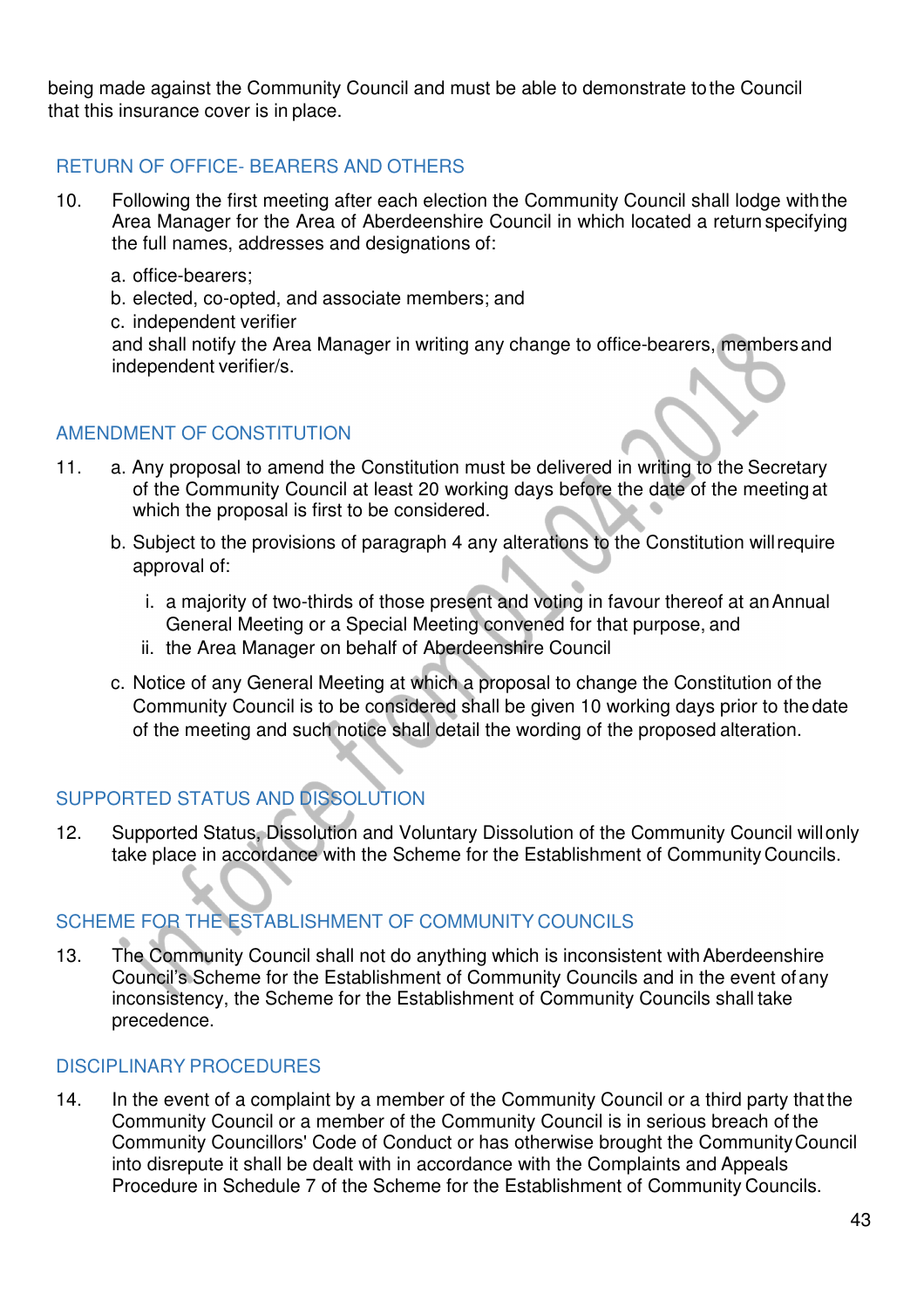being made against the Community Council and must be able to demonstrate to the Council that this insurance cover is in place.

## RETURN OF OFFICE- BEARERS AND OTHERS

10. Following the first meeting after each election the Community Council shall lodge with the Area Manager for the Area of Aberdeenshire Council in which located a return specifying the full names, addresses and designations of:

    a. office-bearers;
    b. elected, co-opted, and associate members; and
    c. independent verifier

    and shall notify the Area Manager in writing any change to office-bearers, members and independent verifier/s.

## AMENDMENT OF CONSTITUTION

11. a. Any proposal to amend the Constitution must be delivered in writing to the Secretary of the Community Council at least 20 working days before the date of the meeting at which the proposal is first to be considered.

    b. Subject to the provisions of paragraph 4 any alterations to the Constitution will require approval of:

       i. a majority of two-thirds of those present and voting in favour thereof at an Annual General Meeting or a Special Meeting convened for that purpose, and
       ii. the Area Manager on behalf of Aberdeenshire Council

    c. Notice of any General Meeting at which a proposal to change the Constitution of the Community Council is to be considered shall be given 10 working days prior to the date of the meeting and such notice shall detail the wording of the proposed alteration.

## SUPPORTED STATUS AND DISSOLUTION

12. Supported Status, Dissolution and Voluntary Dissolution of the Community Council will only take place in accordance with the Scheme for the Establishment of Community Councils.

## SCHEME FOR THE ESTABLISHMENT OF COMMUNITY COUNCILS

13. The Community Council shall not do anything which is inconsistent with Aberdeenshire Council's Scheme for the Establishment of Community Councils and in the event of any inconsistency, the Scheme for the Establishment of Community Councils shall take precedence.

## DISCIPLINARY PROCEDURES

14. In the event of a complaint by a member of the Community Council or a third party that the Community Council or a member of the Community Council is in serious breach of the Community Councillors' Code of Conduct or has otherwise brought the Community Council into disrepute it shall be dealt with in accordance with the Complaints and Appeals Procedure in Schedule 7 of the Scheme for the Establishment of Community Councils.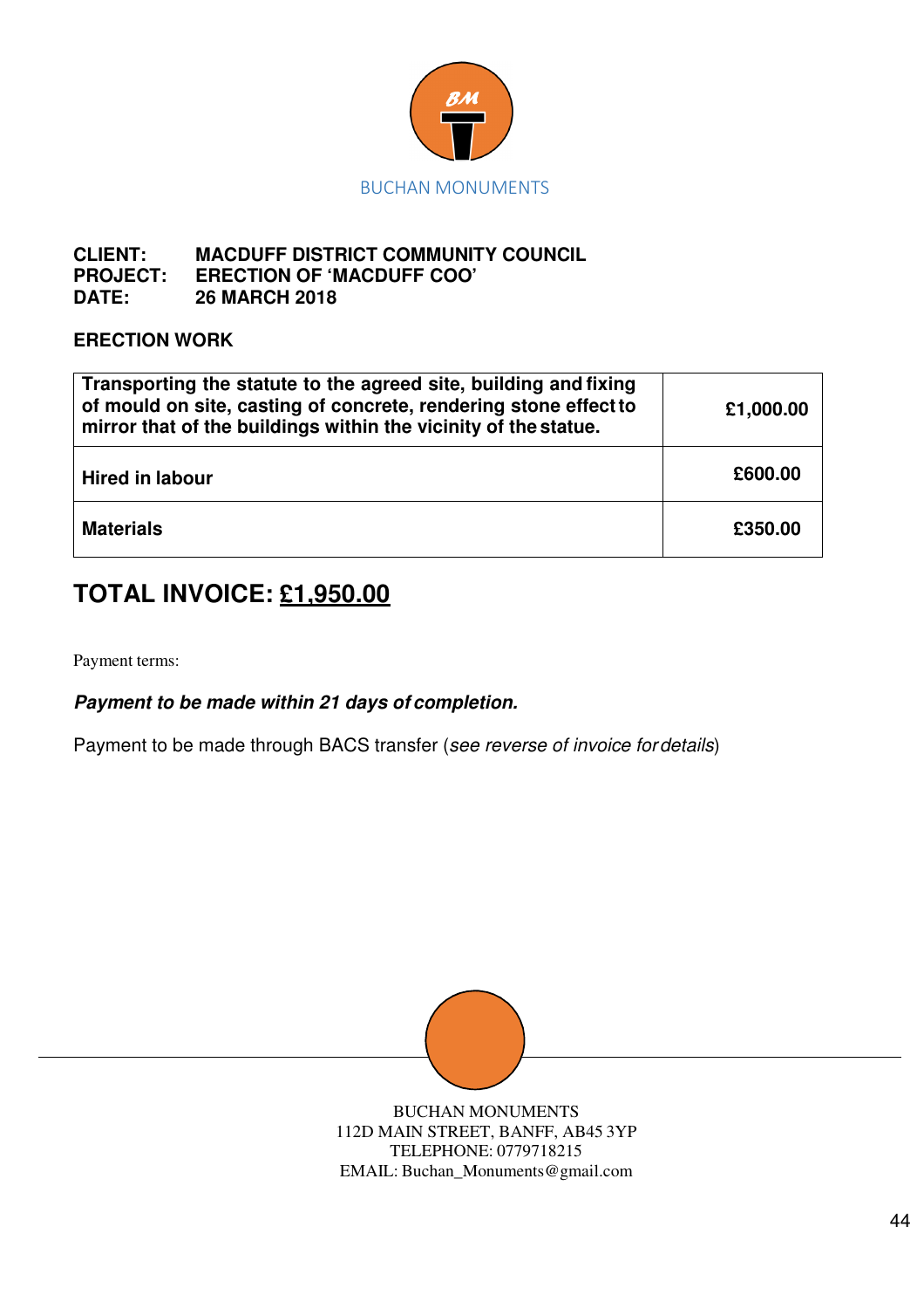BM

BUCHAN MONUMENTS

**CLIENT:** **MACDUFF DISTRICT COMMUNITY COUNCIL**
**PROJECT:** **ERECTION OF 'MACDUFF COO'**
**DATE:** **26 MARCH 2018**

**ERECTION WORK**

| | |
|---|---|
| **Transporting the statute to the agreed site, building and fixing of mould on site, casting of concrete, rendering stone effect to mirror that of the buildings within the vicinity of the statue.** | **£1,000.00** |
| **Hired in labour** | **£600.00** |
| **Materials** | **£350.00** |

## TOTAL INVOICE: <u>£1,950.00</u>

Payment terms:

***Payment to be made within 21 days of completion.***

Payment to be made through BACS transfer (*see reverse of invoice for details*)

BUCHAN MONUMENTS
112D MAIN STREET, BANFF, AB45 3YP
TELEPHONE: 0779718215
EMAIL: Buchan_Monuments@gmail.com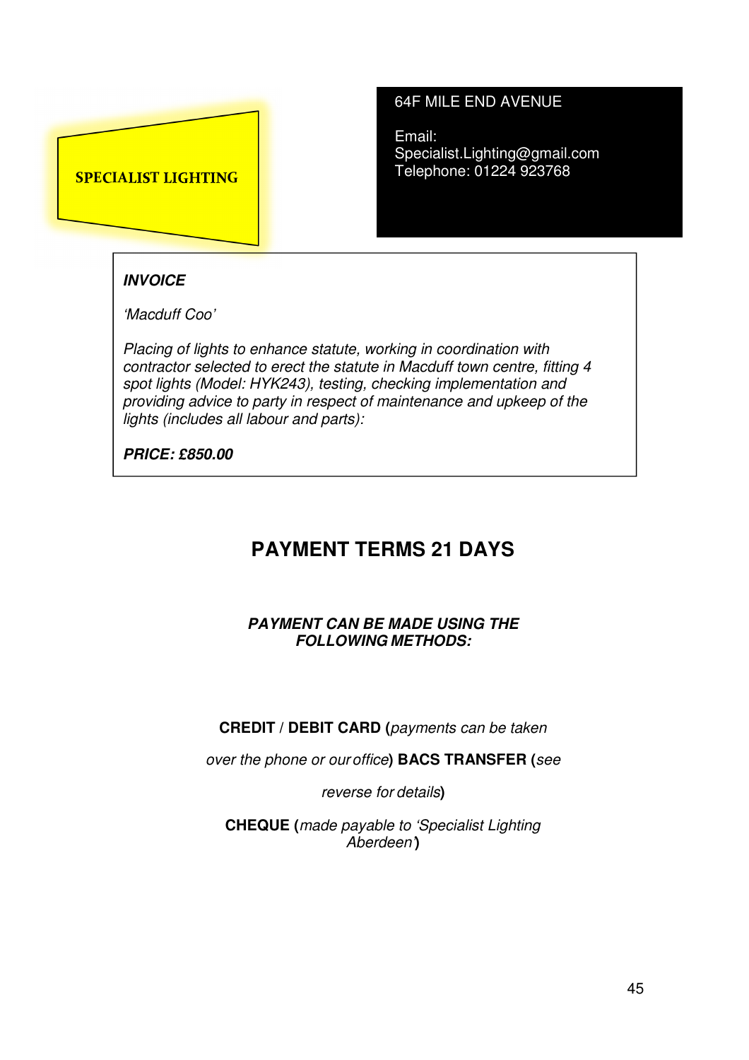**SPECIALIST LIGHTING**

64F MILE END AVENUE

Email:
Specialist.Lighting@gmail.com
Telephone: 01224 923768

***INVOICE***

*'Macduff Coo'*

*Placing of lights to enhance statute, working in coordination with contractor selected to erect the statute in Macduff town centre, fitting 4 spot lights (Model: HYK243), testing, checking implementation and providing advice to party in respect of maintenance and upkeep of the lights (includes all labour and parts):*

***PRICE: £850.00***

## PAYMENT TERMS 21 DAYS

***PAYMENT CAN BE MADE USING THE FOLLOWING METHODS:***

**CREDIT / DEBIT CARD (***payments can be taken over the phone or our office***) BACS TRANSFER (***see reverse for details***)**

**CHEQUE (***made payable to 'Specialist Lighting Aberdeen'***)**